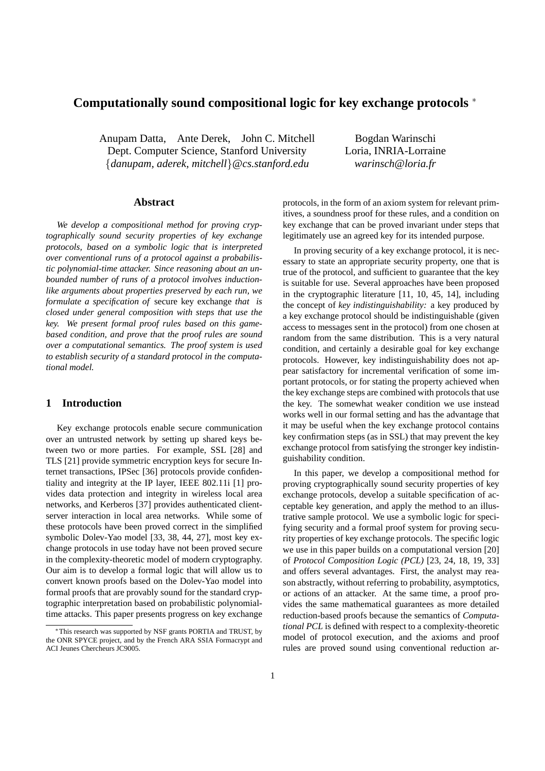# Computationally sound compositional logic for key exchange protocols *

Anupam Datta, Ante Derek, John C. Mitchell
Dept. Computer Science, Stanford University
{*danupam, aderek, mitchell*}*@cs.stanford.edu*

Bogdan Warinschi
Loria, INRIA-Lorraine
*warinsch@loria.fr*

## Abstract

*We develop a compositional method for proving cryptographically sound security properties of key exchange protocols, based on a symbolic logic that is interpreted over conventional runs of a protocol against a probabilistic polynomial-time attacker. Since reasoning about an unbounded number of runs of a protocol involves induction-like arguments about properties preserved by each run, we formulate a specification of* secure key exchange *that is closed under general composition with steps that use the key. We present formal proof rules based on this game-based condition, and prove that the proof rules are sound over a computational semantics. The proof system is used to establish security of a standard protocol in the computational model.*

## 1 Introduction

Key exchange protocols enable secure communication over an untrusted network by setting up shared keys between two or more parties. For example, SSL [28] and TLS [21] provide symmetric encryption keys for secure Internet transactions, IPSec [36] protocols provide confidentiality and integrity at the IP layer, IEEE 802.11i [1] provides data protection and integrity in wireless local area networks, and Kerberos [37] provides authenticated client-server interaction in local area networks. While some of these protocols have been proved correct in the simplified symbolic Dolev-Yao model [33, 38, 44, 27], most key exchange protocols in use today have not been proved secure in the complexity-theoretic model of modern cryptography. Our aim is to develop a formal logic that will allow us to convert known proofs based on the Dolev-Yao model into formal proofs that are provably sound for the standard cryptographic interpretation based on probabilistic polynomial-time attacks. This paper presents progress on key exchange protocols, in the form of an axiom system for relevant primitives, a soundness proof for these rules, and a condition on key exchange that can be proved invariant under steps that legitimately use an agreed key for its intended purpose.

In proving security of a key exchange protocol, it is necessary to state an appropriate security property, one that is true of the protocol, and sufficient to guarantee that the key is suitable for use. Several approaches have been proposed in the cryptographic literature [11, 10, 45, 14], including the concept of *key indistinguishability:* a key produced by a key exchange protocol should be indistinguishable (given access to messages sent in the protocol) from one chosen at random from the same distribution. This is a very natural condition, and certainly a desirable goal for key exchange protocols. However, key indistinguishability does not appear satisfactory for incremental verification of some important protocols, or for stating the property achieved when the key exchange steps are combined with protocols that use the key. The somewhat weaker condition we use instead works well in our formal setting and has the advantage that it may be useful when the key exchange protocol contains key confirmation steps (as in SSL) that may prevent the key exchange protocol from satisfying the stronger key indistinguishability condition.

In this paper, we develop a compositional method for proving cryptographically sound security properties of key exchange protocols, develop a suitable specification of acceptable key generation, and apply the method to an illustrative sample protocol. We use a symbolic logic for specifying security and a formal proof system for proving security properties of key exchange protocols. The specific logic we use in this paper builds on a computational version [20] of *Protocol Composition Logic (PCL)* [23, 24, 18, 19, 33] and offers several advantages. First, the analyst may reason abstractly, without referring to probability, asymptotics, or actions of an attacker. At the same time, a proof provides the same mathematical guarantees as more detailed reduction-based proofs because the semantics of *Computational PCL* is defined with respect to a complexity-theoretic model of protocol execution, and the axioms and proof rules are proved sound using conventional reduction ar-

*This research was supported by NSF grants PORTIA and TRUST, by the ONR SPYCE project, and by the French ARA SSIA Formacrypt and ACI Jeunes Chercheurs JC9005.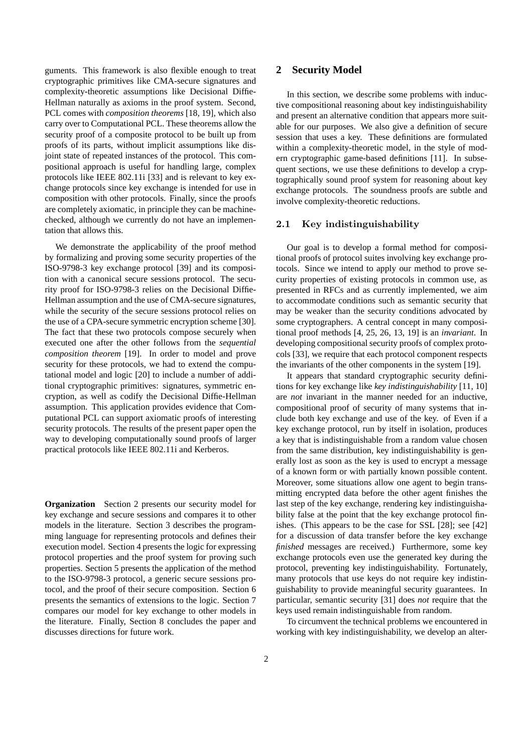guments. This framework is also flexible enough to treat cryptographic primitives like CMA-secure signatures and complexity-theoretic assumptions like Decisional Diffie-Hellman naturally as axioms in the proof system. Second, PCL comes with *composition theorems* [18, 19], which also carry over to Computational PCL. These theorems allow the security proof of a composite protocol to be built up from proofs of its parts, without implicit assumptions like disjoint state of repeated instances of the protocol. This compositional approach is useful for handling large, complex protocols like IEEE 802.11i [33] and is relevant to key exchange protocols since key exchange is intended for use in composition with other protocols. Finally, since the proofs are completely axiomatic, in principle they can be machine-checked, although we currently do not have an implementation that allows this.

We demonstrate the applicability of the proof method by formalizing and proving some security properties of the ISO-9798-3 key exchange protocol [39] and its composition with a canonical secure sessions protocol. The security proof for ISO-9798-3 relies on the Decisional Diffie-Hellman assumption and the use of CMA-secure signatures, while the security of the secure sessions protocol relies on the use of a CPA-secure symmetric encryption scheme [30]. The fact that these two protocols compose securely when executed one after the other follows from the *sequential composition theorem* [19]. In order to model and prove security for these protocols, we had to extend the computational model and logic [20] to include a number of additional cryptographic primitives: signatures, symmetric encryption, as well as codify the Decisional Diffie-Hellman assumption. This application provides evidence that Computational PCL can support axiomatic proofs of interesting security protocols. The results of the present paper open the way to developing computationally sound proofs of larger practical protocols like IEEE 802.11i and Kerberos.

**Organization** Section 2 presents our security model for key exchange and secure sessions and compares it to other models in the literature. Section 3 describes the programming language for representing protocols and defines their execution model. Section 4 presents the logic for expressing protocol properties and the proof system for proving such properties. Section 5 presents the application of the method to the ISO-9798-3 protocol, a generic secure sessions protocol, and the proof of their secure composition. Section 6 presents the semantics of extensions to the logic. Section 7 compares our model for key exchange to other models in the literature. Finally, Section 8 concludes the paper and discusses directions for future work.

## 2 Security Model

In this section, we describe some problems with inductive compositional reasoning about key indistinguishability and present an alternative condition that appears more suitable for our purposes. We also give a definition of secure session that uses a key. These definitions are formulated within a complexity-theoretic model, in the style of modern cryptographic game-based definitions [11]. In subsequent sections, we use these definitions to develop a cryptographically sound proof system for reasoning about key exchange protocols. The soundness proofs are subtle and involve complexity-theoretic reductions.

### 2.1 Key indistinguishability

Our goal is to develop a formal method for compositional proofs of protocol suites involving key exchange protocols. Since we intend to apply our method to prove security properties of existing protocols in common use, as presented in RFCs and as currently implemented, we aim to accommodate conditions such as semantic security that may be weaker than the security conditions advocated by some cryptographers. A central concept in many compositional proof methods [4, 25, 26, 13, 19] is an *invariant*. In developing compositional security proofs of complex protocols [33], we require that each protocol component respects the invariants of the other components in the system [19].

It appears that standard cryptographic security definitions for key exchange like *key indistinguishability* [11, 10] are *not* invariant in the manner needed for an inductive, compositional proof of security of many systems that include both key exchange and use of the key. of Even if a key exchange protocol, run by itself in isolation, produces a key that is indistinguishable from a random value chosen from the same distribution, key indistinguishability is generally lost as soon as the key is used to encrypt a message of a known form or with partially known possible content. Moreover, some situations allow one agent to begin transmitting encrypted data before the other agent finishes the last step of the key exchange, rendering key indistinguishability false at the point that the key exchange protocol finishes. (This appears to be the case for SSL [28]; see [42] for a discussion of data transfer before the key exchange *finished* messages are received.) Furthermore, some key exchange protocols even use the generated key during the protocol, preventing key indistinguishability. Fortunately, many protocols that use keys do not require key indistinguishability to provide meaningful security guarantees. In particular, semantic security [31] does *not* require that the keys used remain indistinguishable from random.

To circumvent the technical problems we encountered in working with key indistinguishability, we develop an alter-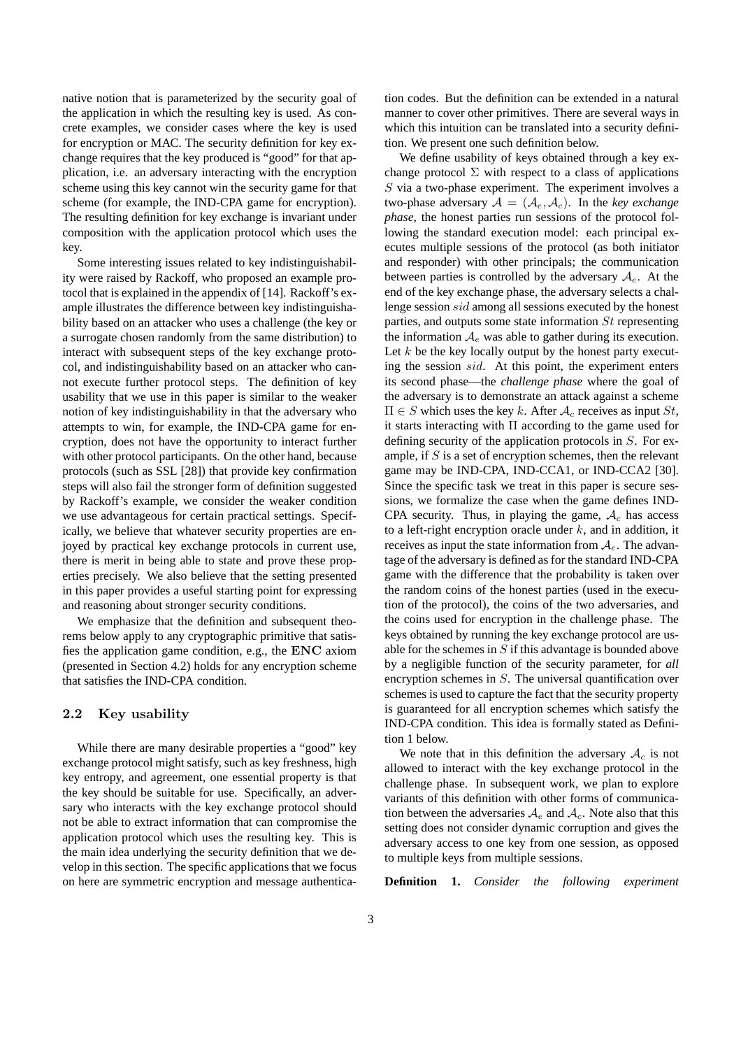native notion that is parameterized by the security goal of the application in which the resulting key is used. As concrete examples, we consider cases where the key is used for encryption or MAC. The security definition for key exchange requires that the key produced is "good" for that application, i.e. an adversary interacting with the encryption scheme using this key cannot win the security game for that scheme (for example, the IND-CPA game for encryption). The resulting definition for key exchange is invariant under composition with the application protocol which uses the key.

Some interesting issues related to key indistinguishability were raised by Rackoff, who proposed an example protocol that is explained in the appendix of [14]. Rackoff's example illustrates the difference between key indistinguishability based on an attacker who uses a challenge (the key or a surrogate chosen randomly from the same distribution) to interact with subsequent steps of the key exchange protocol, and indistinguishability based on an attacker who cannot execute further protocol steps. The definition of key usability that we use in this paper is similar to the weaker notion of key indistinguishability in that the adversary who attempts to win, for example, the IND-CPA game for encryption, does not have the opportunity to interact further with other protocol participants. On the other hand, because protocols (such as SSL [28]) that provide key confirmation steps will also fail the stronger form of definition suggested by Rackoff's example, we consider the weaker condition we use advantageous for certain practical settings. Specifically, we believe that whatever security properties are enjoyed by practical key exchange protocols in current use, there is merit in being able to state and prove these properties precisely. We also believe that the setting presented in this paper provides a useful starting point for expressing and reasoning about stronger security conditions.

We emphasize that the definition and subsequent theorems below apply to any cryptographic primitive that satisfies the application game condition, e.g., the **ENC** axiom (presented in Section 4.2) holds for any encryption scheme that satisfies the IND-CPA condition.

### 2.2 Key usability

While there are many desirable properties a "good" key exchange protocol might satisfy, such as key freshness, high key entropy, and agreement, one essential property is that the key should be suitable for use. Specifically, an adversary who interacts with the key exchange protocol should not be able to extract information that can compromise the application protocol which uses the resulting key. This is the main idea underlying the security definition that we develop in this section. The specific applications that we focus on here are symmetric encryption and message authentication codes. But the definition can be extended in a natural manner to cover other primitives. There are several ways in which this intuition can be translated into a security definition. We present one such definition below.

We define usability of keys obtained through a key exchange protocol $\Sigma$ with respect to a class of applications $S$ via a two-phase experiment. The experiment involves a two-phase adversary $\mathcal{A} = (\mathcal{A}_e, \mathcal{A}_c)$. In the *key exchange phase*, the honest parties run sessions of the protocol following the standard execution model: each principal executes multiple sessions of the protocol (as both initiator and responder) with other principals; the communication between parties is controlled by the adversary $\mathcal{A}_e$. At the end of the key exchange phase, the adversary selects a challenge session $sid$ among all sessions executed by the honest parties, and outputs some state information $St$ representing the information $\mathcal{A}_e$ was able to gather during its execution. Let $k$ be the key locally output by the honest party executing the session $sid$. At this point, the experiment enters its second phase—the *challenge phase* where the goal of the adversary is to demonstrate an attack against a scheme $\Pi \in S$ which uses the key $k$. After $\mathcal{A}_c$ receives as input $St$, it starts interacting with $\Pi$ according to the game used for defining security of the application protocols in $S$. For example, if $S$ is a set of encryption schemes, then the relevant game may be IND-CPA, IND-CCA1, or IND-CCA2 [30]. Since the specific task we treat in this paper is secure sessions, we formalize the case when the game defines IND-CPA security. Thus, in playing the game, $\mathcal{A}_c$ has access to a left-right encryption oracle under $k$, and in addition, it receives as input the state information from $\mathcal{A}_e$. The advantage of the adversary is defined as for the standard IND-CPA game with the difference that the probability is taken over the random coins of the honest parties (used in the execution of the protocol), the coins of the two adversaries, and the coins used for encryption in the challenge phase. The keys obtained by running the key exchange protocol are usable for the schemes in $S$ if this advantage is bounded above by a negligible function of the security parameter, for *all* encryption schemes in $S$. The universal quantification over schemes is used to capture the fact that the security property is guaranteed for all encryption schemes which satisfy the IND-CPA condition. This idea is formally stated as Definition 1 below.

We note that in this definition the adversary $\mathcal{A}_c$ is not allowed to interact with the key exchange protocol in the challenge phase. In subsequent work, we plan to explore variants of this definition with other forms of communication between the adversaries $\mathcal{A}_e$ and $\mathcal{A}_c$. Note also that this setting does not consider dynamic corruption and gives the adversary access to one key from one session, as opposed to multiple keys from multiple sessions.

**Definition 1.** *Consider the following experiment*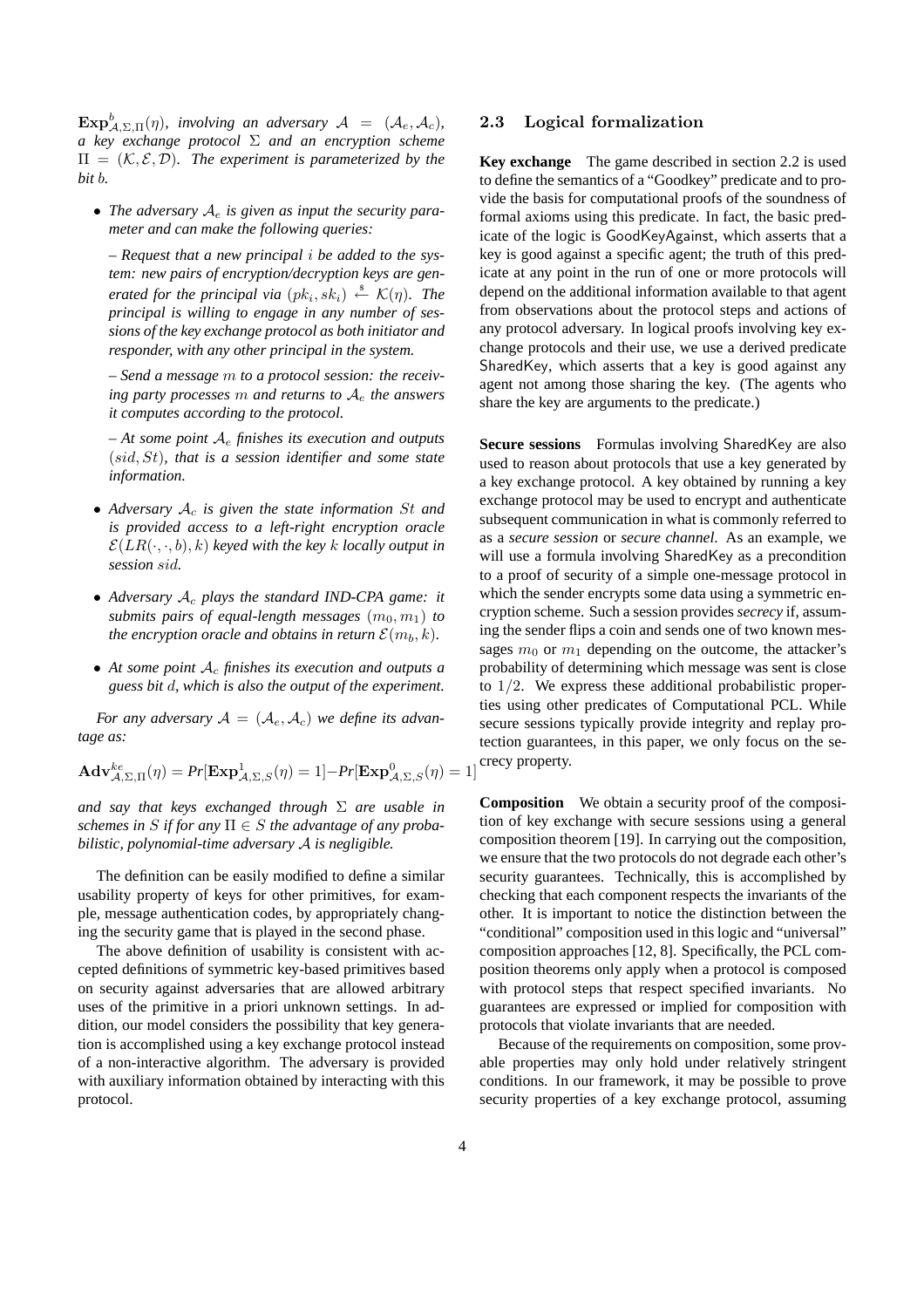$\mathbf{Exp}^b_{\mathcal{A},\Sigma,\Pi}(\eta)$*, involving an adversary* $\mathcal{A} = (\mathcal{A}_e, \mathcal{A}_c)$*, a key exchange protocol* $\Sigma$ *and an encryption scheme* $\Pi = (\mathcal{K}, \mathcal{E}, \mathcal{D})$*. The experiment is parameterized by the bit* $b$*.*

- *The adversary* $\mathcal{A}_e$ *is given as input the security parameter and can make the following queries:*

  *– Request that a new principal* $i$ *be added to the system: new pairs of encryption/decryption keys are generated for the principal via* $(pk_i, sk_i) \xleftarrow{\$} \mathcal{K}(\eta)$*. The principal is willing to engage in any number of sessions of the key exchange protocol as both initiator and responder, with any other principal in the system.*

  *– Send a message* $m$ *to a protocol session: the receiving party processes* $m$ *and returns to* $\mathcal{A}_e$ *the answers it computes according to the protocol.*

  *– At some point* $\mathcal{A}_e$ *finishes its execution and outputs* $(sid, St)$*, that is a session identifier and some state information.*

- *Adversary* $\mathcal{A}_c$ *is given the state information* $St$ *and is provided access to a left-right encryption oracle* $\mathcal{E}(LR(\cdot, \cdot, b), k)$ *keyed with the key* $k$ *locally output in session* $sid$*.*

- *Adversary* $\mathcal{A}_c$ *plays the standard IND-CPA game: it submits pairs of equal-length messages* $(m_0, m_1)$ *to the encryption oracle and obtains in return* $\mathcal{E}(m_b, k)$*.*

- *At some point* $\mathcal{A}_c$ *finishes its execution and outputs a guess bit* $d$*, which is also the output of the experiment.*

*For any adversary* $\mathcal{A} = (\mathcal{A}_e, \mathcal{A}_c)$ *we define its advantage as:*

$$\mathbf{Adv}^{ke}_{\mathcal{A},\Sigma,\Pi}(\eta) = Pr[\mathbf{Exp}^1_{\mathcal{A},\Sigma,S}(\eta) = 1] - Pr[\mathbf{Exp}^0_{\mathcal{A},\Sigma,S}(\eta) = 1]$$

*and say that keys exchanged through* $\Sigma$ *are usable in schemes in* $S$ *if for any* $\Pi \in S$ *the advantage of any probabilistic, polynomial-time adversary* $\mathcal{A}$ *is negligible.*

The definition can be easily modified to define a similar usability property of keys for other primitives, for example, message authentication codes, by appropriately changing the security game that is played in the second phase.

The above definition of usability is consistent with accepted definitions of symmetric key-based primitives based on security against adversaries that are allowed arbitrary uses of the primitive in a priori unknown settings. In addition, our model considers the possibility that key generation is accomplished using a key exchange protocol instead of a non-interactive algorithm. The adversary is provided with auxiliary information obtained by interacting with this protocol.

### 2.3 Logical formalization

**Key exchange** The game described in section 2.2 is used to define the semantics of a "Goodkey" predicate and to provide the basis for computational proofs of the soundness of formal axioms using this predicate. In fact, the basic predicate of the logic is GoodKeyAgainst, which asserts that a key is good against a specific agent; the truth of this predicate at any point in the run of one or more protocols will depend on the additional information available to that agent from observations about the protocol steps and actions of any protocol adversary. In logical proofs involving key exchange protocols and their use, we use a derived predicate SharedKey, which asserts that a key is good against any agent not among those sharing the key. (The agents who share the key are arguments to the predicate.)

**Secure sessions** Formulas involving SharedKey are also used to reason about protocols that use a key generated by a key exchange protocol. A key obtained by running a key exchange protocol may be used to encrypt and authenticate subsequent communication in what is commonly referred to as a *secure session* or *secure channel*. As an example, we will use a formula involving SharedKey as a precondition to a proof of security of a simple one-message protocol in which the sender encrypts some data using a symmetric encryption scheme. Such a session provides *secrecy* if, assuming the sender flips a coin and sends one of two known messages $m_0$ or $m_1$ depending on the outcome, the attacker's probability of determining which message was sent is close to $1/2$. We express these additional probabilistic properties using other predicates of Computational PCL. While secure sessions typically provide integrity and replay protection guarantees, in this paper, we only focus on the secrecy property.

**Composition** We obtain a security proof of the composition of key exchange with secure sessions using a general composition theorem [19]. In carrying out the composition, we ensure that the two protocols do not degrade each other's security guarantees. Technically, this is accomplished by checking that each component respects the invariants of the other. It is important to notice the distinction between the "conditional" composition used in this logic and "universal" composition approaches [12, 8]. Specifically, the PCL composition theorems only apply when a protocol is composed with protocol steps that respect specified invariants. No guarantees are expressed or implied for composition with protocols that violate invariants that are needed.

Because of the requirements on composition, some provable properties may only hold under relatively stringent conditions. In our framework, it may be possible to prove security properties of a key exchange protocol, assuming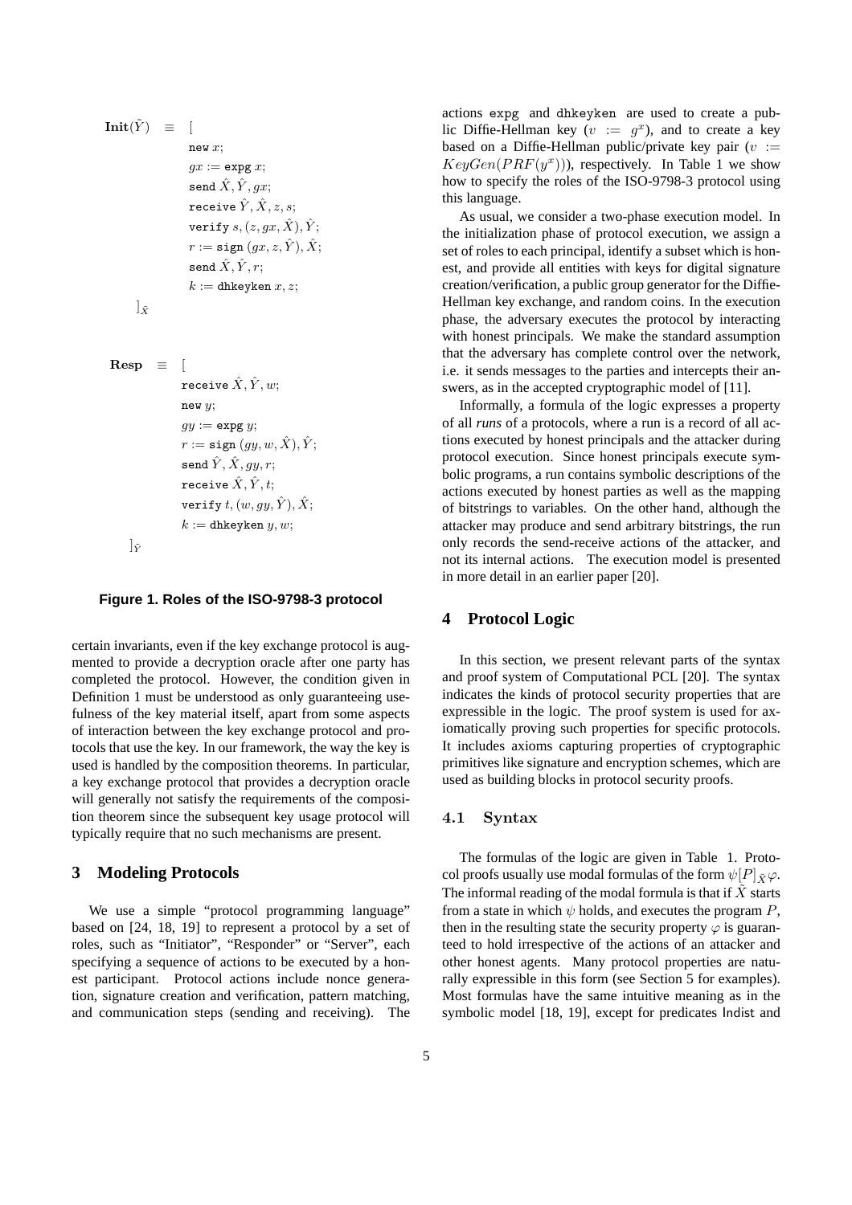$$
\begin{aligned}
\textbf{Init}(\tilde{Y}) \;\equiv\; & [ \\
& \quad \texttt{new } x; \\
& \quad gx := \texttt{expg } x; \\
& \quad \texttt{send } \hat{X}, \hat{Y}, gx; \\
& \quad \texttt{receive } \hat{Y}, \hat{X}, z, s; \\
& \quad \texttt{verify } s, (z, gx, \hat{X}), \hat{Y}; \\
& \quad r := \texttt{sign } (gx, z, \hat{Y}), \hat{X}; \\
& \quad \texttt{send } \hat{X}, \hat{Y}, r; \\
& \quad k := \texttt{dhkeyken } x, z; \\
& ]_{\tilde{X}}
\end{aligned}
$$

$$
\begin{aligned}
\textbf{Resp} \;\equiv\; & [ \\
& \quad \texttt{receive } \hat{X}, \hat{Y}, w; \\
& \quad \texttt{new } y; \\
& \quad gy := \texttt{expg } y; \\
& \quad r := \texttt{sign } (gy, w, \hat{X}), \hat{Y}; \\
& \quad \texttt{send } \hat{Y}, \hat{X}, gy, r; \\
& \quad \texttt{receive } \hat{X}, \hat{Y}, t; \\
& \quad \texttt{verify } t, (w, gy, \hat{Y}), \hat{X}; \\
& \quad k := \texttt{dhkeyken } y, w; \\
& ]_{\tilde{Y}}
\end{aligned}
$$

**Figure 1. Roles of the ISO-9798-3 protocol**

certain invariants, even if the key exchange protocol is augmented to provide a decryption oracle after one party has completed the protocol. However, the condition given in Definition 1 must be understood as only guaranteeing usefulness of the key material itself, apart from some aspects of interaction between the key exchange protocol and protocols that use the key. In our framework, the way the key is used is handled by the composition theorems. In particular, a key exchange protocol that provides a decryption oracle will generally not satisfy the requirements of the composition theorem since the subsequent key usage protocol will typically require that no such mechanisms are present.

## 3 Modeling Protocols

We use a simple "protocol programming language" based on [24, 18, 19] to represent a protocol by a set of roles, such as "Initiator", "Responder" or "Server", each specifying a sequence of actions to be executed by a honest participant. Protocol actions include nonce generation, signature creation and verification, pattern matching, and communication steps (sending and receiving). The actions expg and dhkeyken are used to create a public Diffie-Hellman key ($v := g^x$), and to create a key based on a Diffie-Hellman public/private key pair ($v := KeyGen(PRF(y^x))$), respectively. In Table 1 we show how to specify the roles of the ISO-9798-3 protocol using this language.

As usual, we consider a two-phase execution model. In the initialization phase of protocol execution, we assign a set of roles to each principal, identify a subset which is honest, and provide all entities with keys for digital signature creation/verification, a public group generator for the Diffie-Hellman key exchange, and random coins. In the execution phase, the adversary executes the protocol by interacting with honest principals. We make the standard assumption that the adversary has complete control over the network, i.e. it sends messages to the parties and intercepts their answers, as in the accepted cryptographic model of [11].

Informally, a formula of the logic expresses a property of all *runs* of a protocols, where a run is a record of all actions executed by honest principals and the attacker during protocol execution. Since honest principals execute symbolic programs, a run contains symbolic descriptions of the actions executed by honest parties as well as the mapping of bitstrings to variables. On the other hand, although the attacker may produce and send arbitrary bitstrings, the run only records the send-receive actions of the attacker, and not its internal actions. The execution model is presented in more detail in an earlier paper [20].

## 4 Protocol Logic

In this section, we present relevant parts of the syntax and proof system of Computational PCL [20]. The syntax indicates the kinds of protocol security properties that are expressible in the logic. The proof system is used for axiomatically proving such properties for specific protocols. It includes axioms capturing properties of cryptographic primitives like signature and encryption schemes, which are used as building blocks in protocol security proofs.

### 4.1 Syntax

The formulas of the logic are given in Table 1. Protocol proofs usually use modal formulas of the form $\psi[P]_{\tilde{X}}\varphi$. The informal reading of the modal formula is that if $\tilde{X}$ starts from a state in which $\psi$ holds, and executes the program $P$, then in the resulting state the security property $\varphi$ is guaranteed to hold irrespective of the actions of an attacker and other honest agents. Many protocol properties are naturally expressible in this form (see Section 5 for examples). Most formulas have the same intuitive meaning as in the symbolic model [18, 19], except for predicates Indist and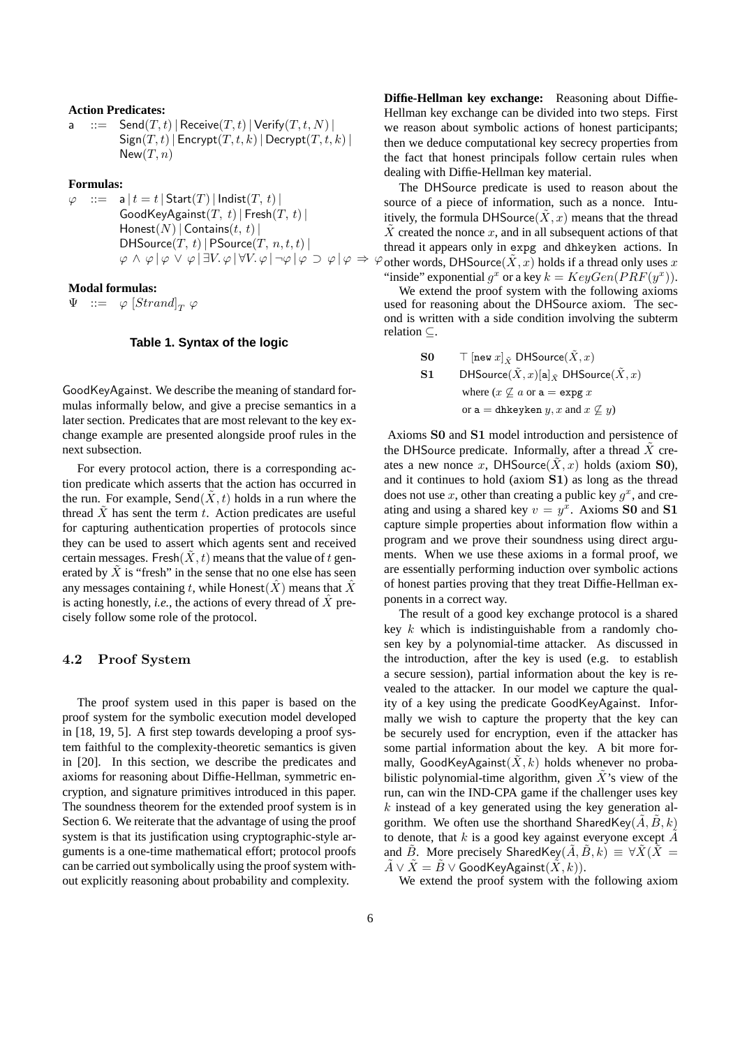**Action Predicates:**

$$\mathsf{a} \ ::= \ \mathsf{Send}(T,t) \,|\, \mathsf{Receive}(T,t) \,|\, \mathsf{Verify}(T,t,N) \,|\, \mathsf{Sign}(T,t) \,|\, \mathsf{Encrypt}(T,t,k) \,|\, \mathsf{Decrypt}(T,t,k) \,|\, \mathsf{New}(T,n)$$

**Formulas:**

$$\varphi \ ::= \ \mathsf{a} \,|\, t = t \,|\, \mathsf{Start}(T) \,|\, \mathsf{Indist}(T,\, t) \,|\, \mathsf{GoodKeyAgainst}(T,\, t) \,|\, \mathsf{Fresh}(T,\, t) \,|\, \mathsf{Honest}(N) \,|\, \mathsf{Contains}(t,\, t) \,|\, \mathsf{DHSource}(T,\, t) \,|\, \mathsf{PSource}(T,\, n, t, t) \,|\, \varphi \wedge \varphi \,|\, \varphi \vee \varphi \,|\, \exists V.\, \varphi \,|\, \forall V.\, \varphi \,|\, \neg\varphi \,|\, \varphi \supset \varphi \,|\, \varphi \Rightarrow \varphi$$

**Modal formulas:**

$$\Psi \ ::= \ \varphi \, [Strand]_T \, \varphi$$

**Table 1. Syntax of the logic**

GoodKeyAgainst. We describe the meaning of standard formulas informally below, and give a precise semantics in a later section. Predicates that are most relevant to the key exchange example are presented alongside proof rules in the next subsection.

For every protocol action, there is a corresponding action predicate which asserts that the action has occurred in the run. For example, $\mathsf{Send}(\tilde{X}, t)$ holds in a run where the thread $\tilde{X}$ has sent the term $t$. Action predicates are useful for capturing authentication properties of protocols since they can be used to assert which agents sent and received certain messages. $\mathsf{Fresh}(\tilde{X}, t)$ means that the value of $t$ generated by $\tilde{X}$ is "fresh" in the sense that no one else has seen any messages containing $t$, while $\mathsf{Honest}(\hat{X})$ means that $\hat{X}$ is acting honestly, *i.e.*, the actions of every thread of $\hat{X}$ precisely follow some role of the protocol.

## 4.2 Proof System

The proof system used in this paper is based on the proof system for the symbolic execution model developed in [18, 19, 5]. A first step towards developing a proof system faithful to the complexity-theoretic semantics is given in [20]. In this section, we describe the predicates and axioms for reasoning about Diffie-Hellman, symmetric encryption, and signature primitives introduced in this paper. The soundness theorem for the extended proof system is in Section 6. We reiterate that the advantage of using the proof system is that its justification using cryptographic-style arguments is a one-time mathematical effort; protocol proofs can be carried out symbolically using the proof system without explicitly reasoning about probability and complexity.

**Diffie-Hellman key exchange:** Reasoning about Diffie-Hellman key exchange can be divided into two steps. First we reason about symbolic actions of honest participants; then we deduce computational key secrecy properties from the fact that honest principals follow certain rules when dealing with Diffie-Hellman key material.

The DHSource predicate is used to reason about the source of a piece of information, such as a nonce. Intuitively, the formula $\mathsf{DHSource}(\tilde{X}, x)$ means that the thread $\tilde{X}$ created the nonce $x$, and in all subsequent actions of that thread it appears only in `expg` and `dhkeyken` actions. In other words, $\mathsf{DHSource}(\tilde{X}, x)$ holds if a thread only uses $x$ "inside" exponential $g^x$ or a key $k = KeyGen(PRF(y^x))$.

We extend the proof system with the following axioms used for reasoning about the DHSource axiom. The second is written with a side condition involving the subterm relation $\subseteq$.

**S0** $\quad \top \, [\mathtt{new}\ x]_{\tilde{X}} \ \mathsf{DHSource}(\tilde{X}, x)$

**S1** $\quad \mathsf{DHSource}(\tilde{X}, x)[\mathsf{a}]_{\tilde{X}} \ \mathsf{DHSource}(\tilde{X}, x)$
where ($x \not\subseteq a$ or $\mathsf{a} = \mathtt{expg}\ x$
or $\mathsf{a} = \mathtt{dhkeyken}\ y, x$ and $x \not\subseteq y$)

Axioms **S0** and **S1** model introduction and persistence of the DHSource predicate. Informally, after a thread $\tilde{X}$ creates a new nonce $x$, $\mathsf{DHSource}(\tilde{X}, x)$ holds (axiom **S0**), and it continues to hold (axiom **S1**) as long as the thread does not use $x$, other than creating a public key $g^x$, and creating and using a shared key $v = y^x$. Axioms **S0** and **S1** capture simple properties about information flow within a program and we prove their soundness using direct arguments. When we use these axioms in a formal proof, we are essentially performing induction over symbolic actions of honest parties proving that they treat Diffie-Hellman exponents in a correct way.

The result of a good key exchange protocol is a shared key $k$ which is indistinguishable from a randomly chosen key by a polynomial-time attacker. As discussed in the introduction, after the key is used (e.g. to establish a secure session), partial information about the key is revealed to the attacker. In our model we capture the quality of a key using the predicate GoodKeyAgainst. Informally we wish to capture the property that the key can be securely used for encryption, even if the attacker has some partial information about the key. A bit more formally, $\mathsf{GoodKeyAgainst}(\tilde{X}, k)$ holds whenever no probabilistic polynomial-time algorithm, given $\tilde{X}$'s view of the run, can win the IND-CPA game if the challenger uses key $k$ instead of a key generated using the key generation algorithm. We often use the shorthand $\mathsf{SharedKey}(\tilde{A}, \tilde{B}, k)$ to denote, that $k$ is a good key against everyone except $\tilde{A}$ and $\tilde{B}$. More precisely $\mathsf{SharedKey}(\tilde{A}, \tilde{B}, k) \equiv \forall \tilde{X}(\tilde{X} = \tilde{A} \vee \tilde{X} = \tilde{B} \vee \mathsf{GoodKeyAgainst}(\tilde{X}, k))$.

We extend the proof system with the following axiom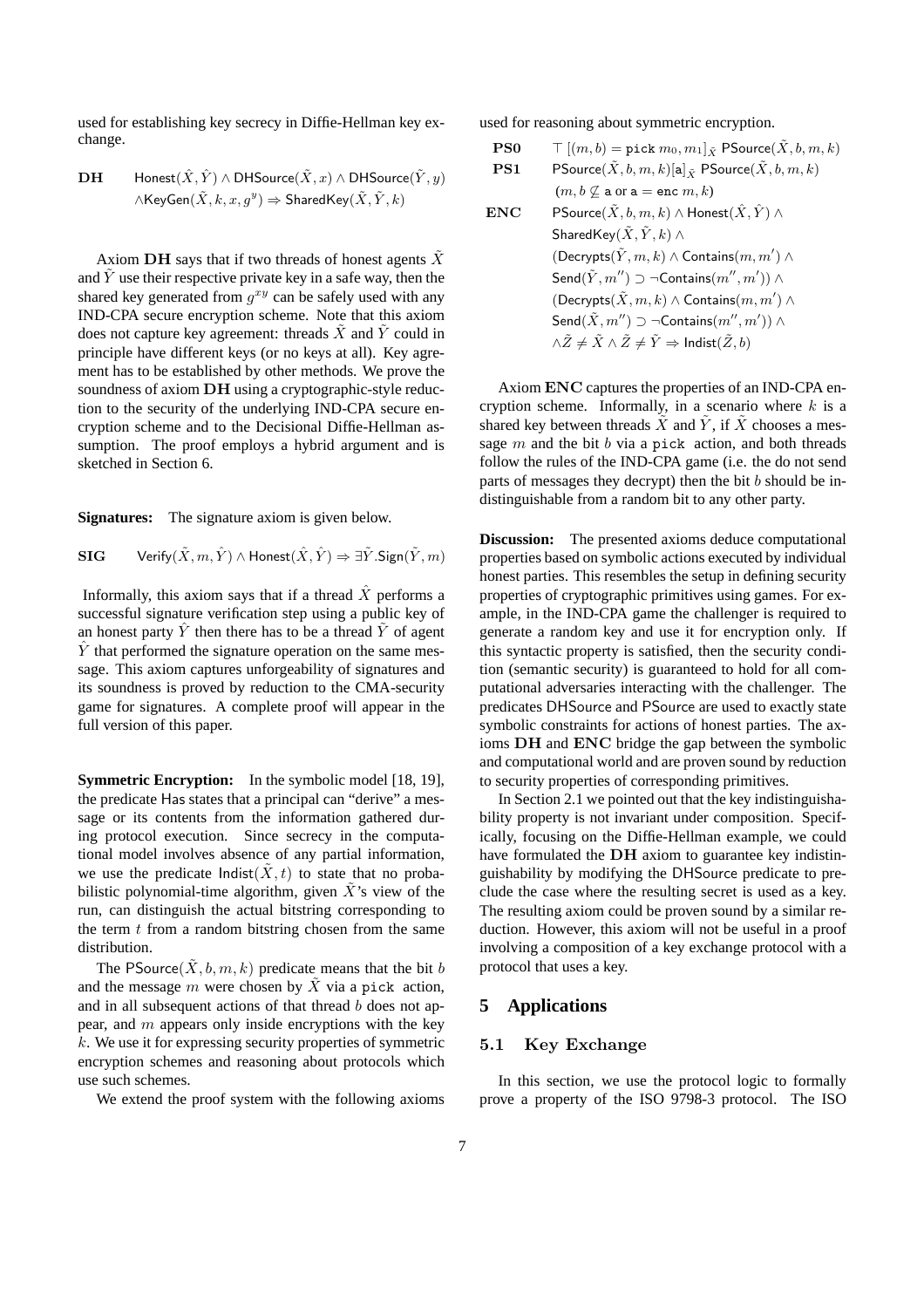used for establishing key secrecy in Diffie-Hellman key exchange.

$$\textbf{DH} \qquad \mathsf{Honest}(\hat{X}, \hat{Y}) \wedge \mathsf{DHSource}(\tilde{X}, x) \wedge \mathsf{DHSource}(\tilde{Y}, y) \wedge \mathsf{KeyGen}(\tilde{X}, k, x, g^y) \Rightarrow \mathsf{SharedKey}(\tilde{X}, \tilde{Y}, k)$$

Axiom **DH** says that if two threads of honest agents $\tilde{X}$ and $\tilde{Y}$ use their respective private key in a safe way, then the shared key generated from $g^{xy}$ can be safely used with any IND-CPA secure encryption scheme. Note that this axiom does not capture key agreement: threads $\tilde{X}$ and $\tilde{Y}$ could in principle have different keys (or no keys at all). Key agreement has to be established by other methods. We prove the soundness of axiom **DH** using a cryptographic-style reduction to the security of the underlying IND-CPA secure encryption scheme and to the Decisional Diffie-Hellman assumption. The proof employs a hybrid argument and is sketched in Section 6.

**Signatures:** The signature axiom is given below.

$$\textbf{SIG} \qquad \mathsf{Verify}(\tilde{X}, m, \hat{Y}) \wedge \mathsf{Honest}(\hat{X}, \hat{Y}) \Rightarrow \exists \tilde{Y}.\mathsf{Sign}(\tilde{Y}, m)$$

Informally, this axiom says that if a thread $\hat{X}$ performs a successful signature verification step using a public key of an honest party $\hat{Y}$ then there has to be a thread $\tilde{Y}$ of agent $\hat{Y}$ that performed the signature operation on the same message. This axiom captures unforgeability of signatures and its soundness is proved by reduction to the CMA-security game for signatures. A complete proof will appear in the full version of this paper.

**Symmetric Encryption:** In the symbolic model [18, 19], the predicate Has states that a principal can "derive" a message or its contents from the information gathered during protocol execution. Since secrecy in the computational model involves absence of any partial information, we use the predicate $\mathsf{Indist}(\tilde{X}, t)$ to state that no probabilistic polynomial-time algorithm, given $\tilde{X}$'s view of the run, can distinguish the actual bitstring corresponding to the term $t$ from a random bitstring chosen from the same distribution.

The $\mathsf{PSource}(\tilde{X}, b, m, k)$ predicate means that the bit $b$ and the message $m$ were chosen by $\tilde{X}$ via a `pick` action, and in all subsequent actions of that thread $b$ does not appear, and $m$ appears only inside encryptions with the key $k$. We use it for expressing security properties of symmetric encryption schemes and reasoning about protocols which use such schemes.

We extend the proof system with the following axioms used for reasoning about symmetric encryption.

$$\textbf{PS0} \qquad \top \; [(m, b) = \texttt{pick}\; m_0, m_1]_{\tilde{X}} \; \mathsf{PSource}(\tilde{X}, b, m, k)$$

$$\textbf{PS1} \qquad \mathsf{PSource}(\tilde{X}, b, m, k)[\mathtt{a}]_{\tilde{X}} \; \mathsf{PSource}(\tilde{X}, b, m, k) \quad (m, b \not\subseteq \mathtt{a} \text{ or } \mathtt{a} = \texttt{enc}\; m, k)$$

$$\begin{aligned}\textbf{ENC} \qquad & \mathsf{PSource}(\tilde{X}, b, m, k) \wedge \mathsf{Honest}(\hat{X}, \hat{Y}) \wedge \\ & \mathsf{SharedKey}(\tilde{X}, \tilde{Y}, k) \wedge \\ & (\mathsf{Decrypts}(\tilde{Y}, m, k) \wedge \mathsf{Contains}(m, m') \wedge \\ & \mathsf{Send}(\tilde{Y}, m'') \supset \neg\mathsf{Contains}(m'', m')) \wedge \\ & (\mathsf{Decrypts}(\tilde{X}, m, k) \wedge \mathsf{Contains}(m, m') \wedge \\ & \mathsf{Send}(\tilde{X}, m'') \supset \neg\mathsf{Contains}(m'', m')) \wedge \\ & \wedge \tilde{Z} \neq \tilde{X} \wedge \tilde{Z} \neq \tilde{Y} \Rightarrow \mathsf{Indist}(\tilde{Z}, b)\end{aligned}$$

Axiom **ENC** captures the properties of an IND-CPA encryption scheme. Informally, in a scenario where $k$ is a shared key between threads $\tilde{X}$ and $\tilde{Y}$, if $\tilde{X}$ chooses a message $m$ and the bit $b$ via a `pick` action, and both threads follow the rules of the IND-CPA game (i.e. the do not send parts of messages they decrypt) then the bit $b$ should be indistinguishable from a random bit to any other party.

**Discussion:** The presented axioms deduce computational properties based on symbolic actions executed by individual honest parties. This resembles the setup in defining security properties of cryptographic primitives using games. For example, in the IND-CPA game the challenger is required to generate a random key and use it for encryption only. If this syntactic property is satisfied, then the security condition (semantic security) is guaranteed to hold for all computational adversaries interacting with the challenger. The predicates DHSource and PSource are used to exactly state symbolic constraints for actions of honest parties. The axioms **DH** and **ENC** bridge the gap between the symbolic and computational world and are proven sound by reduction to security properties of corresponding primitives.

In Section 2.1 we pointed out that the key indistinguishability property is not invariant under composition. Specifically, focusing on the Diffie-Hellman example, we could have formulated the **DH** axiom to guarantee key indistinguishability by modifying the DHSource predicate to preclude the case where the resulting secret is used as a key. The resulting axiom could be proven sound by a similar reduction. However, this axiom will not be useful in a proof involving a composition of a key exchange protocol with a protocol that uses a key.

## 5 Applications

### 5.1 Key Exchange

In this section, we use the protocol logic to formally prove a property of the ISO 9798-3 protocol. The ISO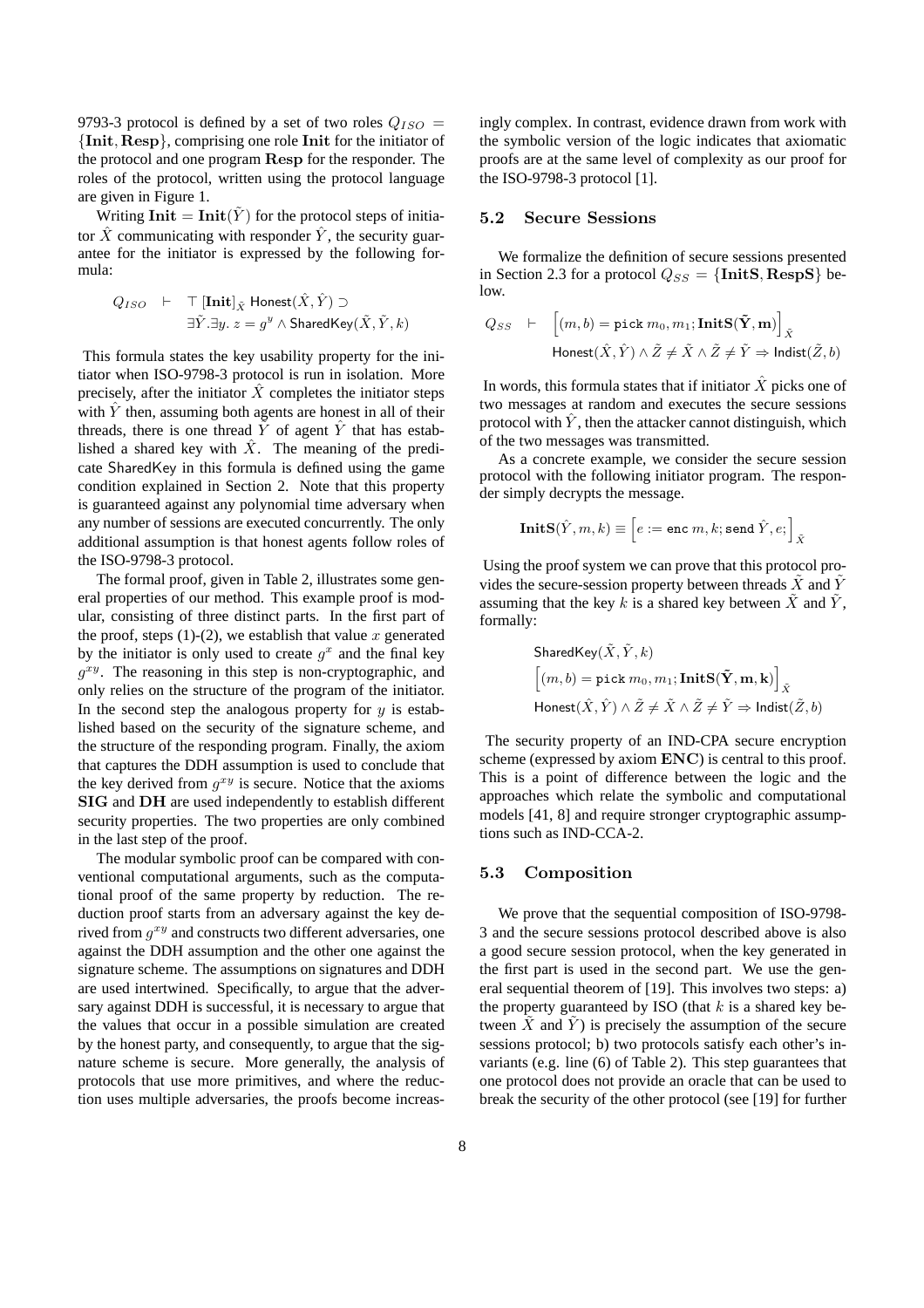9793-3 protocol is defined by a set of two roles $Q_{ISO} = \{\mathbf{Init}, \mathbf{Resp}\}$, comprising one role **Init** for the initiator of the protocol and one program **Resp** for the responder. The roles of the protocol, written using the protocol language are given in Figure 1.

Writing $\mathbf{Init} = \mathbf{Init}(\tilde{Y})$ for the protocol steps of initiator $\hat{X}$ communicating with responder $\hat{Y}$, the security guarantee for the initiator is expressed by the following formula:

$$Q_{ISO} \quad \vdash \quad \top\, [\mathbf{Init}]_{\tilde{X}}\ \mathsf{Honest}(\hat{X}, \hat{Y}) \supset \\ \exists \tilde{Y}. \exists y.\ z = g^y \wedge \mathsf{SharedKey}(\tilde{X}, \tilde{Y}, k)$$

This formula states the key usability property for the initiator when ISO-9798-3 protocol is run in isolation. More precisely, after the initiator $\hat{X}$ completes the initiator steps with $\hat{Y}$ then, assuming both agents are honest in all of their threads, there is one thread $\tilde{Y}$ of agent $\hat{Y}$ that has established a shared key with $\hat{X}$. The meaning of the predicate SharedKey in this formula is defined using the game condition explained in Section 2. Note that this property is guaranteed against any polynomial time adversary when any number of sessions are executed concurrently. The only additional assumption is that honest agents follow roles of the ISO-9798-3 protocol.

The formal proof, given in Table 2, illustrates some general properties of our method. This example proof is modular, consisting of three distinct parts. In the first part of the proof, steps (1)-(2), we establish that value $x$ generated by the initiator is only used to create $g^x$ and the final key $g^{xy}$. The reasoning in this step is non-cryptographic, and only relies on the structure of the program of the initiator. In the second step the analogous property for $y$ is established based on the security of the signature scheme, and the structure of the responding program. Finally, the axiom that captures the DDH assumption is used to conclude that the key derived from $g^{xy}$ is secure. Notice that the axioms **SIG** and **DH** are used independently to establish different security properties. The two properties are only combined in the last step of the proof.

The modular symbolic proof can be compared with conventional computational arguments, such as the computational proof of the same property by reduction. The reduction proof starts from an adversary against the key derived from $g^{xy}$ and constructs two different adversaries, one against the DDH assumption and the other one against the signature scheme. The assumptions on signatures and DDH are used intertwined. Specifically, to argue that the adversary against DDH is successful, it is necessary to argue that the values that occur in a possible simulation are created by the honest party, and consequently, to argue that the signature scheme is secure. More generally, the analysis of protocols that use more primitives, and where the reduction uses multiple adversaries, the proofs become increasingly complex. In contrast, evidence drawn from work with the symbolic version of the logic indicates that axiomatic proofs are at the same level of complexity as our proof for the ISO-9798-3 protocol [1].

### 5.2 Secure Sessions

We formalize the definition of secure sessions presented in Section 2.3 for a protocol $Q_{SS} = \{\mathbf{InitS}, \mathbf{RespS}\}$ below.

$$Q_{SS} \quad \vdash \quad \Big[(m, b) = \mathtt{pick}\ m_0, m_1; \mathbf{InitS}(\tilde{\mathbf{Y}}, \mathbf{m})\Big]_{\tilde{X}} \\ \mathsf{Honest}(\hat{X}, \hat{Y}) \wedge \tilde{Z} \neq \tilde{X} \wedge \tilde{Z} \neq \tilde{Y} \Rightarrow \mathsf{Indist}(\tilde{Z}, b)$$

In words, this formula states that if initiator $\hat{X}$ picks one of two messages at random and executes the secure sessions protocol with $\hat{Y}$, then the attacker cannot distinguish, which of the two messages was transmitted.

As a concrete example, we consider the secure session protocol with the following initiator program. The responder simply decrypts the message.

$$\mathbf{InitS}(\hat{Y}, m, k) \equiv \Big[e := \mathtt{enc}\ m, k; \mathtt{send}\ \hat{Y}, e;\Big]_{\tilde{X}}$$

Using the proof system we can prove that this protocol provides the secure-session property between threads $\tilde{X}$ and $\tilde{Y}$ assuming that the key $k$ is a shared key between $\tilde{X}$ and $\tilde{Y}$, formally:

$$\mathsf{SharedKey}(\tilde{X}, \tilde{Y}, k) \\ \Big[(m, b) = \mathtt{pick}\ m_0, m_1; \mathbf{InitS}(\tilde{\mathbf{Y}}, \mathbf{m}, \mathbf{k})\Big]_{\tilde{X}} \\ \mathsf{Honest}(\hat{X}, \hat{Y}) \wedge \tilde{Z} \neq \tilde{X} \wedge \tilde{Z} \neq \tilde{Y} \Rightarrow \mathsf{Indist}(\tilde{Z}, b)$$

The security property of an IND-CPA secure encryption scheme (expressed by axiom **ENC**) is central to this proof. This is a point of difference between the logic and the approaches which relate the symbolic and computational models [41, 8] and require stronger cryptographic assumptions such as IND-CCA-2.

### 5.3 Composition

We prove that the sequential composition of ISO-9798-3 and the secure sessions protocol described above is also a good secure session protocol, when the key generated in the first part is used in the second part. We use the general sequential theorem of [19]. This involves two steps: a) the property guaranteed by ISO (that $k$ is a shared key between $\tilde{X}$ and $\tilde{Y}$) is precisely the assumption of the secure sessions protocol; b) two protocols satisfy each other's invariants (e.g. line (6) of Table 2). This step guarantees that one protocol does not provide an oracle that can be used to break the security of the other protocol (see [19] for further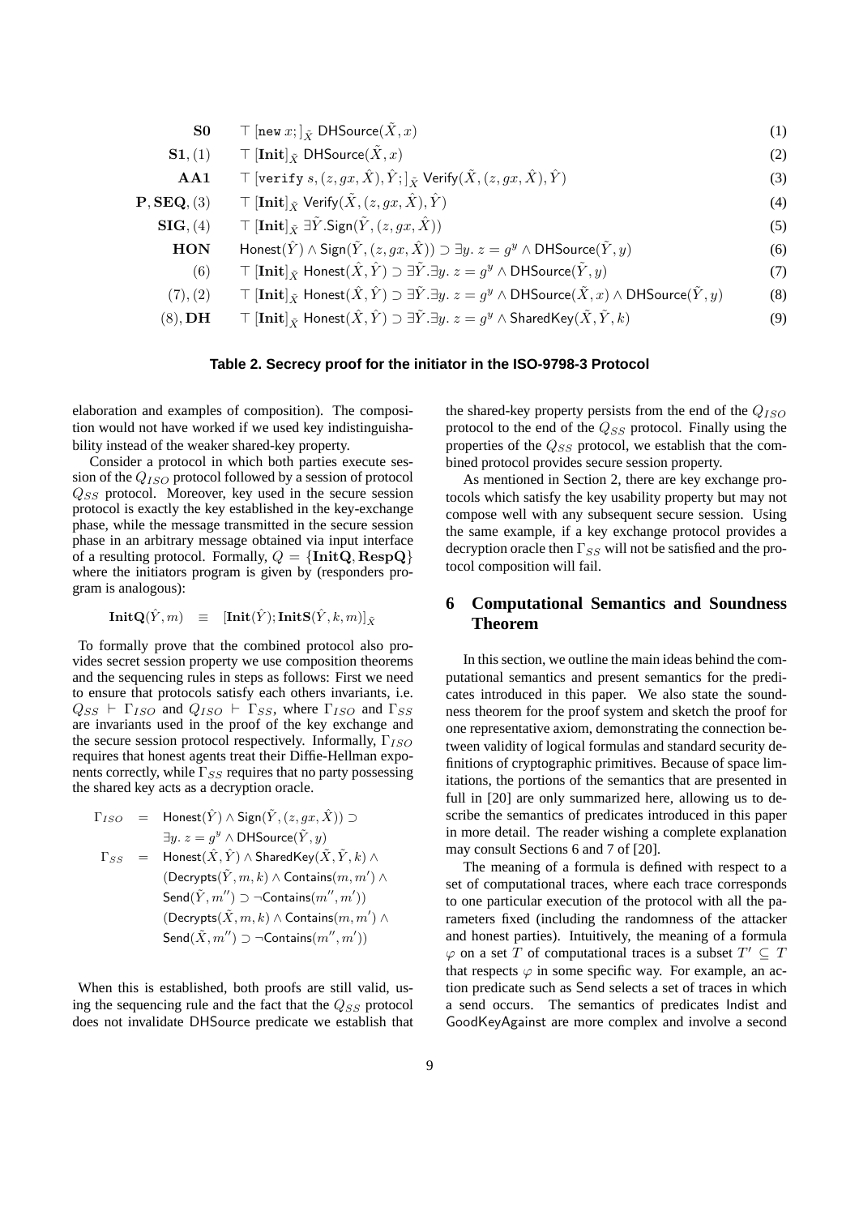$$
\begin{array}{lll}
\mathbf{S0} & \top\ [\mathtt{new}\ x;]_{\tilde{X}}\ \mathsf{DHSource}(\tilde{X}, x) & (1)\\
\mathbf{S1}, (1) & \top\ [\mathbf{Init}]_{\tilde{X}}\ \mathsf{DHSource}(\tilde{X}, x) & (2)\\
\mathbf{AA1} & \top\ [\mathtt{verify}\ s, (z, gx, \hat{X}), \hat{Y};]_{\tilde{X}}\ \mathsf{Verify}(\tilde{X}, (z, gx, \hat{X}), \hat{Y}) & (3)\\
\mathbf{P}, \mathbf{SEQ}, (3) & \top\ [\mathbf{Init}]_{\tilde{X}}\ \mathsf{Verify}(\tilde{X}, (z, gx, \hat{X}), \hat{Y}) & (4)\\
\mathbf{SIG}, (4) & \top\ [\mathbf{Init}]_{\tilde{X}}\ \exists \tilde{Y}.\mathsf{Sign}(\tilde{Y}, (z, gx, \hat{X})) & (5)\\
\mathbf{HON} & \mathsf{Honest}(\hat{Y}) \wedge \mathsf{Sign}(\tilde{Y}, (z, gx, \hat{X})) \supset \exists y.\ z = g^y \wedge \mathsf{DHSource}(\tilde{Y}, y) & (6)\\
(6) & \top\ [\mathbf{Init}]_{\tilde{X}}\ \mathsf{Honest}(\hat{X}, \hat{Y}) \supset \exists \tilde{Y}.\exists y.\ z = g^y \wedge \mathsf{DHSource}(\tilde{Y}, y) & (7)\\
(7), (2) & \top\ [\mathbf{Init}]_{\tilde{X}}\ \mathsf{Honest}(\hat{X}, \hat{Y}) \supset \exists \tilde{Y}.\exists y.\ z = g^y \wedge \mathsf{DHSource}(\tilde{X}, x) \wedge \mathsf{DHSource}(\tilde{Y}, y) & (8)\\
(8), \mathbf{DH} & \top\ [\mathbf{Init}]_{\tilde{X}}\ \mathsf{Honest}(\hat{X}, \hat{Y}) \supset \exists \tilde{Y}.\exists y.\ z = g^y \wedge \mathsf{SharedKey}(\tilde{X}, \tilde{Y}, k) & (9)
\end{array}
$$

**Table 2. Secrecy proof for the initiator in the ISO-9798-3 Protocol**

elaboration and examples of composition). The composition would not have worked if we used key indistinguishability instead of the weaker shared-key property.

Consider a protocol in which both parties execute session of the $Q_{ISO}$ protocol followed by a session of protocol $Q_{SS}$ protocol. Moreover, key used in the secure session protocol is exactly the key established in the key-exchange phase, while the message transmitted in the secure session phase in an arbitrary message obtained via input interface of a resulting protocol. Formally, $Q = \{\mathbf{InitQ}, \mathbf{RespQ}\}$ where the initiators program is given by (responders program is analogous):

$$
\mathbf{InitQ}(\hat{Y}, m) \quad \equiv \quad [\mathbf{Init}(\hat{Y}); \mathbf{InitS}(\hat{Y}, k, m)]_{\tilde{X}}
$$

To formally prove that the combined protocol also provides secret session property we use composition theorems and the sequencing rules in steps as follows: First we need to ensure that protocols satisfy each others invariants, i.e. $Q_{SS} \vdash \Gamma_{ISO}$ and $Q_{ISO} \vdash \Gamma_{SS}$, where $\Gamma_{ISO}$ and $\Gamma_{SS}$ are invariants used in the proof of the key exchange and the secure session protocol respectively. Informally, $\Gamma_{ISO}$ requires that honest agents treat their Diffie-Hellman exponents correctly, while $\Gamma_{SS}$ requires that no party possessing the shared key acts as a decryption oracle.

$$
\begin{array}{rcl}
\Gamma_{ISO} & = & \mathsf{Honest}(\hat{Y}) \wedge \mathsf{Sign}(\tilde{Y}, (z, gx, \hat{X})) \supset \\
& & \exists y.\ z = g^y \wedge \mathsf{DHSource}(\tilde{Y}, y)\\
\Gamma_{SS} & = & \mathsf{Honest}(\hat{X}, \hat{Y}) \wedge \mathsf{SharedKey}(\tilde{X}, \tilde{Y}, k) \wedge \\
& & (\mathsf{Decrypts}(\tilde{Y}, m, k) \wedge \mathsf{Contains}(m, m') \wedge \\
& & \mathsf{Send}(\tilde{Y}, m'') \supset \neg\mathsf{Contains}(m'', m'))\\
& & (\mathsf{Decrypts}(\tilde{X}, m, k) \wedge \mathsf{Contains}(m, m') \wedge \\
& & \mathsf{Send}(\tilde{X}, m'') \supset \neg\mathsf{Contains}(m'', m'))
\end{array}
$$

When this is established, both proofs are still valid, using the sequencing rule and the fact that the $Q_{SS}$ protocol does not invalidate DHSource predicate we establish that the shared-key property persists from the end of the $Q_{ISO}$ protocol to the end of the $Q_{SS}$ protocol. Finally using the properties of the $Q_{SS}$ protocol, we establish that the combined protocol provides secure session property.

As mentioned in Section 2, there are key exchange protocols which satisfy the key usability property but may not compose well with any subsequent secure session. Using the same example, if a key exchange protocol provides a decryption oracle then $\Gamma_{SS}$ will not be satisfied and the protocol composition will fail.

## 6 Computational Semantics and Soundness Theorem

In this section, we outline the main ideas behind the computational semantics and present semantics for the predicates introduced in this paper. We also state the soundness theorem for the proof system and sketch the proof for one representative axiom, demonstrating the connection between validity of logical formulas and standard security definitions of cryptographic primitives. Because of space limitations, the portions of the semantics that are presented in full in [20] are only summarized here, allowing us to describe the semantics of predicates introduced in this paper in more detail. The reader wishing a complete explanation may consult Sections 6 and 7 of [20].

The meaning of a formula is defined with respect to a set of computational traces, where each trace corresponds to one particular execution of the protocol with all the parameters fixed (including the randomness of the attacker and honest parties). Intuitively, the meaning of a formula $\varphi$ on a set $T$ of computational traces is a subset $T' \subseteq T$ that respects $\varphi$ in some specific way. For example, an action predicate such as Send selects a set of traces in which a send occurs. The semantics of predicates Indist and GoodKeyAgainst are more complex and involve a second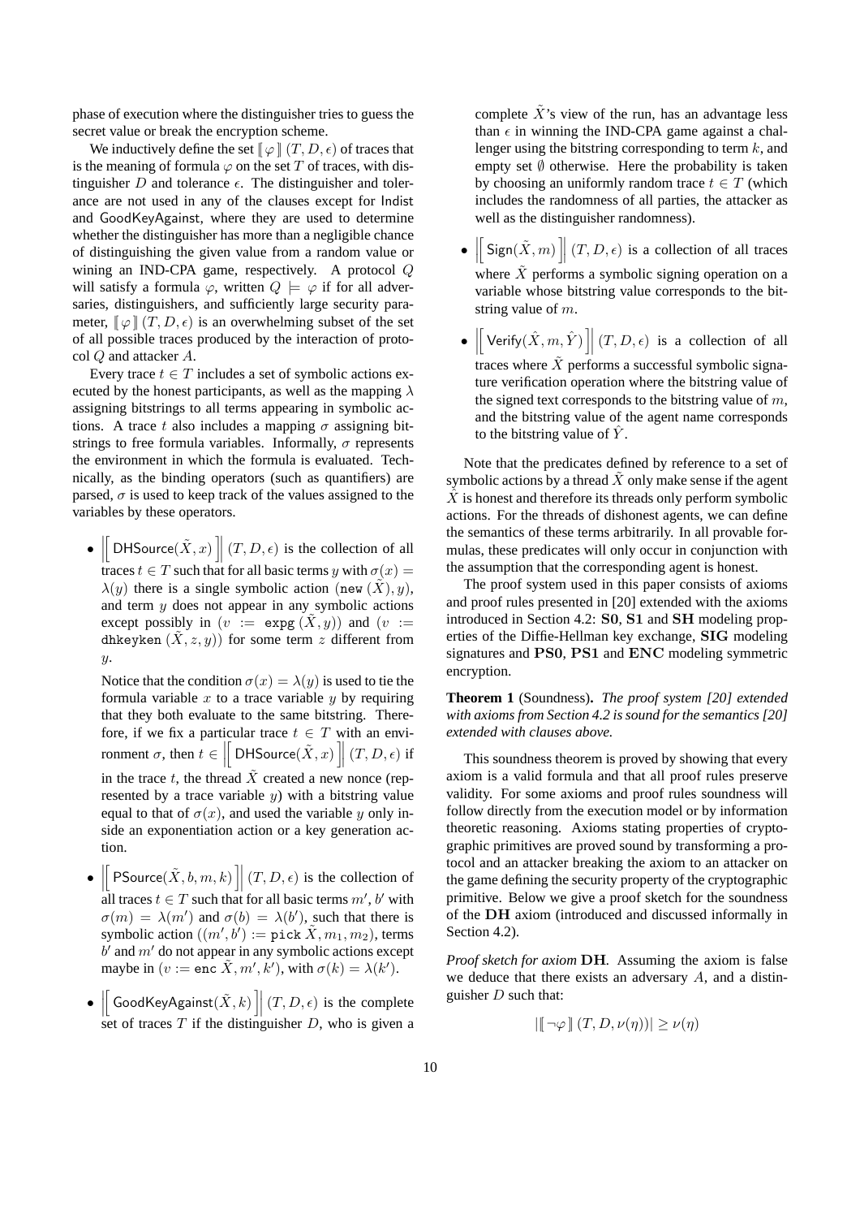phase of execution where the distinguisher tries to guess the secret value or break the encryption scheme.

We inductively define the set $[\![\varphi]\!](T, D, \epsilon)$ of traces that is the meaning of formula $\varphi$ on the set $T$ of traces, with distinguisher $D$ and tolerance $\epsilon$. The distinguisher and tolerance are not used in any of the clauses except for $\mathsf{Indist}$ and $\mathsf{GoodKeyAgainst}$, where they are used to determine whether the distinguisher has more than a negligible chance of distinguishing the given value from a random value or wining an IND-CPA game, respectively. A protocol $Q$ will satisfy a formula $\varphi$, written $Q \models \varphi$ if for all adversaries, distinguishers, and sufficiently large security parameter, $[\![\varphi]\!](T, D, \epsilon)$ is an overwhelming subset of the set of all possible traces produced by the interaction of protocol $Q$ and attacker $A$.

Every trace $t \in T$ includes a set of symbolic actions executed by the honest participants, as well as the mapping $\lambda$ assigning bitstrings to all terms appearing in symbolic actions. A trace $t$ also includes a mapping $\sigma$ assigning bitstrings to free formula variables. Informally, $\sigma$ represents the environment in which the formula is evaluated. Technically, as the binding operators (such as quantifiers) are parsed, $\sigma$ is used to keep track of the values assigned to the variables by these operators.

- $\left[\!\left[\mathsf{DHSource}(\tilde{X}, x)\right]\!\right](T, D, \epsilon)$ is the collection of all traces $t \in T$ such that for all basic terms $y$ with $\sigma(x) = \lambda(y)$ there is a single symbolic action $(\mathtt{new}\ (\tilde{X}), y)$, and term $y$ does not appear in any symbolic actions except possibly in $(v := \mathtt{expg}\ (\tilde{X}, y))$ and $(v := \mathtt{dhkeyken}\ (\tilde{X}, z, y))$ for some term $z$ different from $y$.

  Notice that the condition $\sigma(x) = \lambda(y)$ is used to tie the formula variable $x$ to a trace variable $y$ by requiring that they both evaluate to the same bitstring. Therefore, if we fix a particular trace $t \in T$ with an environment $\sigma$, then $t \in \left[\!\left[\mathsf{DHSource}(\tilde{X}, x)\right]\!\right](T, D, \epsilon)$ if in the trace $t$, the thread $\tilde{X}$ created a new nonce (represented by a trace variable $y$) with a bitstring value equal to that of $\sigma(x)$, and used the variable $y$ only inside an exponentiation action or a key generation action.

- $\left[\!\left[\mathsf{PSource}(\tilde{X}, b, m, k)\right]\!\right](T, D, \epsilon)$ is the collection of all traces $t \in T$ such that for all basic terms $m'$, $b'$ with $\sigma(m) = \lambda(m')$ and $\sigma(b) = \lambda(b')$, such that there is symbolic action $((m', b') := \mathtt{pick}\ \tilde{X}, m_1, m_2)$, terms $b'$ and $m'$ do not appear in any symbolic actions except maybe in $(v := \mathtt{enc}\ \tilde{X}, m', k')$, with $\sigma(k) = \lambda(k')$.

- $\left[\!\left[\mathsf{GoodKeyAgainst}(\tilde{X}, k)\right]\!\right](T, D, \epsilon)$ is the complete set of traces $T$ if the distinguisher $D$, who is given a complete $\tilde{X}$'s view of the run, has an advantage less than $\epsilon$ in winning the IND-CPA game against a challenger using the bitstring corresponding to term $k$, and empty set $\emptyset$ otherwise. Here the probability is taken by choosing an uniformly random trace $t \in T$ (which includes the randomness of all parties, the attacker as well as the distinguisher randomness).

- $\left[\!\left[\mathsf{Sign}(\tilde{X}, m)\right]\!\right](T, D, \epsilon)$ is a collection of all traces where $\tilde{X}$ performs a symbolic signing operation on a variable whose bitstring value corresponds to the bitstring value of $m$.

- $\left[\!\left[\mathsf{Verify}(\hat{X}, m, \hat{Y})\right]\!\right](T, D, \epsilon)$ is a collection of all traces where $\tilde{X}$ performs a successful symbolic signature verification operation where the bitstring value of the signed text corresponds to the bitstring value of $m$, and the bitstring value of the agent name corresponds to the bitstring value of $\hat{Y}$.

Note that the predicates defined by reference to a set of symbolic actions by a thread $\tilde{X}$ only make sense if the agent $\hat{X}$ is honest and therefore its threads only perform symbolic actions. For the threads of dishonest agents, we can define the semantics of these terms arbitrarily. In all provable formulas, these predicates will only occur in conjunction with the assumption that the corresponding agent is honest.

The proof system used in this paper consists of axioms and proof rules presented in [20] extended with the axioms introduced in Section 4.2: **S0**, **S1** and **SH** modeling properties of the Diffie-Hellman key exchange, **SIG** modeling signatures and **PS0**, **PS1** and **ENC** modeling symmetric encryption.

**Theorem 1** (Soundness)**.** *The proof system [20] extended with axioms from Section 4.2 is sound for the semantics [20] extended with clauses above.*

This soundness theorem is proved by showing that every axiom is a valid formula and that all proof rules preserve validity. For some axioms and proof rules soundness will follow directly from the execution model or by information theoretic reasoning. Axioms stating properties of cryptographic primitives are proved sound by transforming a protocol and an attacker breaking the axiom to an attacker on the game defining the security property of the cryptographic primitive. Below we give a proof sketch for the soundness of the **DH** axiom (introduced and discussed informally in Section 4.2).

*Proof sketch for axiom* **DH**. Assuming the axiom is false we deduce that there exists an adversary $A$, and a distinguisher $D$ such that:

$$|[\![\neg\varphi]\!](T, D, \nu(\eta))| \geq \nu(\eta)$$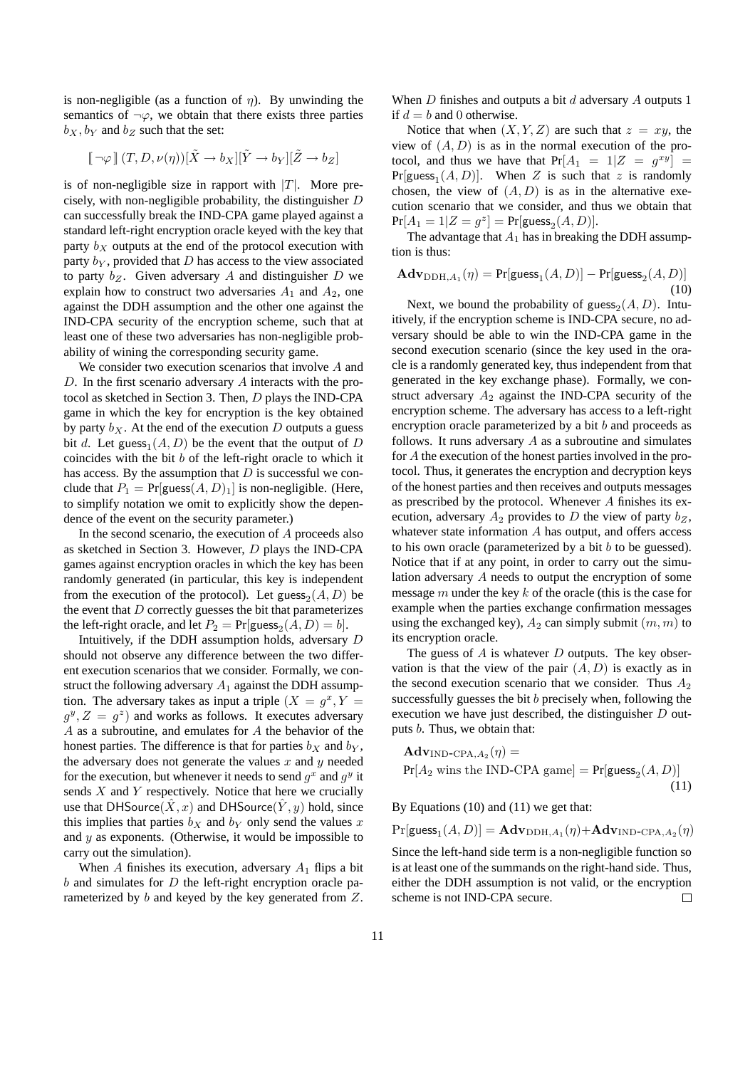is non-negligible (as a function of $\eta$). By unwinding the semantics of $\neg\varphi$, we obtain that there exists three parties $b_X, b_Y$ and $b_Z$ such that the set:

$$[\![\neg\varphi]\!]\,(T, D, \nu(\eta))[\tilde{X} \to b_X][\tilde{Y} \to b_Y][\tilde{Z} \to b_Z]$$

is of non-negligible size in rapport with $|T|$. More precisely, with non-negligible probability, the distinguisher $D$ can successfully break the IND-CPA game played against a standard left-right encryption oracle keyed with the key that party $b_X$ outputs at the end of the protocol execution with party $b_Y$, provided that $D$ has access to the view associated to party $b_Z$. Given adversary $A$ and distinguisher $D$ we explain how to construct two adversaries $A_1$ and $A_2$, one against the DDH assumption and the other one against the IND-CPA security of the encryption scheme, such that at least one of these two adversaries has non-negligible probability of wining the corresponding security game.

We consider two execution scenarios that involve $A$ and $D$. In the first scenario adversary $A$ interacts with the protocol as sketched in Section 3. Then, $D$ plays the IND-CPA game in which the key for encryption is the key obtained by party $b_X$. At the end of the execution $D$ outputs a guess bit $d$. Let $\mathsf{guess}_1(A, D)$ be the event that the output of $D$ coincides with the bit $b$ of the left-right oracle to which it has access. By the assumption that $D$ is successful we conclude that $P_1 = \Pr[\mathsf{guess}(A, D)_1]$ is non-negligible. (Here, to simplify notation we omit to explicitly show the dependence of the event on the security parameter.)

In the second scenario, the execution of $A$ proceeds also as sketched in Section 3. However, $D$ plays the IND-CPA games against encryption oracles in which the key has been randomly generated (in particular, this key is independent from the execution of the protocol). Let $\mathsf{guess}_2(A, D)$ be the event that $D$ correctly guesses the bit that parameterizes the left-right oracle, and let $P_2 = \Pr[\mathsf{guess}_2(A, D) = b]$.

Intuitively, if the DDH assumption holds, adversary $D$ should not observe any difference between the two different execution scenarios that we consider. Formally, we construct the following adversary $A_1$ against the DDH assumption. The adversary takes as input a triple $(X = g^x, Y = g^y, Z = g^z)$ and works as follows. It executes adversary $A$ as a subroutine, and emulates for $A$ the behavior of the honest parties. The difference is that for parties $b_X$ and $b_Y$, the adversary does not generate the values $x$ and $y$ needed for the execution, but whenever it needs to send $g^x$ and $g^y$ it sends $X$ and $Y$ respectively. Notice that here we crucially use that $\mathsf{DHSource}(\hat{X}, x)$ and $\mathsf{DHSource}(\hat{Y}, y)$ hold, since this implies that parties $b_X$ and $b_Y$ only send the values $x$ and $y$ as exponents. (Otherwise, it would be impossible to carry out the simulation).

When $A$ finishes its execution, adversary $A_1$ flips a bit $b$ and simulates for $D$ the left-right encryption oracle parameterized by $b$ and keyed by the key generated from $Z$. When $D$ finishes and outputs a bit $d$ adversary $A$ outputs 1 if $d = b$ and 0 otherwise.

Notice that when $(X, Y, Z)$ are such that $z = xy$, the view of $(A, D)$ is as in the normal execution of the protocol, and thus we have that $\Pr[A_1 = 1 | Z = g^{xy}] = \Pr[\mathsf{guess}_1(A, D)]$. When $Z$ is such that $z$ is randomly chosen, the view of $(A, D)$ is as in the alternative execution scenario that we consider, and thus we obtain that $\Pr[A_1 = 1 | Z = g^z] = \Pr[\mathsf{guess}_2(A, D)]$.

The advantage that $A_1$ has in breaking the DDH assumption is thus:

$$\mathbf{Adv}_{\text{DDH},A_1}(\eta) = \Pr[\mathsf{guess}_1(A, D)] - \Pr[\mathsf{guess}_2(A, D)] \tag{10}$$

Next, we bound the probability of $\mathsf{guess}_2(A, D)$. Intuitively, if the encryption scheme is IND-CPA secure, no adversary should be able to win the IND-CPA game in the second execution scenario (since the key used in the oracle is a randomly generated key, thus independent from that generated in the key exchange phase). Formally, we construct adversary $A_2$ against the IND-CPA security of the encryption scheme. The adversary has access to a left-right encryption oracle parameterized by a bit $b$ and proceeds as follows. It runs adversary $A$ as a subroutine and simulates for $A$ the execution of the honest parties involved in the protocol. Thus, it generates the encryption and decryption keys of the honest parties and then receives and outputs messages as prescribed by the protocol. Whenever $A$ finishes its execution, adversary $A_2$ provides to $D$ the view of party $b_Z$, whatever state information $A$ has output, and offers access to his own oracle (parameterized by a bit $b$ to be guessed). Notice that if at any point, in order to carry out the simulation adversary $A$ needs to output the encryption of some message $m$ under the key $k$ of the oracle (this is the case for example when the parties exchange confirmation messages using the exchanged key), $A_2$ can simply submit $(m, m)$ to its encryption oracle.

The guess of $A$ is whatever $D$ outputs. The key observation is that the view of the pair $(A, D)$ is exactly as in the second execution scenario that we consider. Thus $A_2$ successfully guesses the bit $b$ precisely when, following the execution we have just described, the distinguisher $D$ outputs $b$. Thus, we obtain that:

$$\mathbf{Adv}_{\text{IND-CPA},A_2}(\eta) = \Pr[A_2 \text{ wins the IND-CPA game}] = \Pr[\mathsf{guess}_2(A, D)] \tag{11}$$

By Equations (10) and (11) we get that:

$$\Pr[\mathsf{guess}_1(A, D)] = \mathbf{Adv}_{\text{DDH},A_1}(\eta) + \mathbf{Adv}_{\text{IND-CPA},A_2}(\eta)$$

Since the left-hand side term is a non-negligible function so is at least one of the summands on the right-hand side. Thus, either the DDH assumption is not valid, or the encryption scheme is not IND-CPA secure. □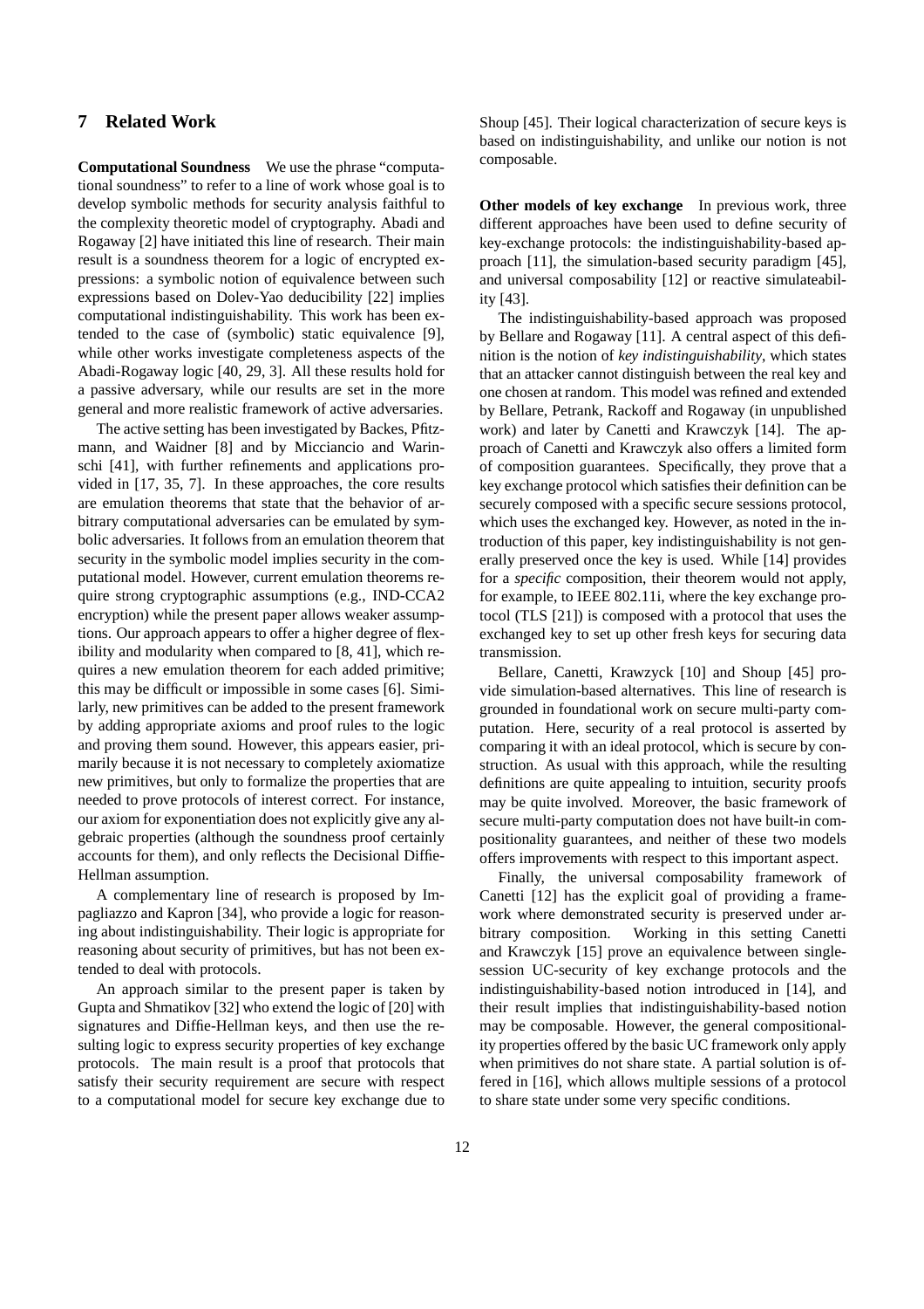# 7 Related Work

**Computational Soundness** We use the phrase "computational soundness" to refer to a line of work whose goal is to develop symbolic methods for security analysis faithful to the complexity theoretic model of cryptography. Abadi and Rogaway [2] have initiated this line of research. Their main result is a soundness theorem for a logic of encrypted expressions: a symbolic notion of equivalence between such expressions based on Dolev-Yao deducibility [22] implies computational indistinguishability. This work has been extended to the case of (symbolic) static equivalence [9], while other works investigate completeness aspects of the Abadi-Rogaway logic [40, 29, 3]. All these results hold for a passive adversary, while our results are set in the more general and more realistic framework of active adversaries.

The active setting has been investigated by Backes, Pfitzmann, and Waidner [8] and by Micciancio and Warinschi [41], with further refinements and applications provided in [17, 35, 7]. In these approaches, the core results are emulation theorems that state that the behavior of arbitrary computational adversaries can be emulated by symbolic adversaries. It follows from an emulation theorem that security in the symbolic model implies security in the computational model. However, current emulation theorems require strong cryptographic assumptions (e.g., IND-CCA2 encryption) while the present paper allows weaker assumptions. Our approach appears to offer a higher degree of flexibility and modularity when compared to [8, 41], which requires a new emulation theorem for each added primitive; this may be difficult or impossible in some cases [6]. Similarly, new primitives can be added to the present framework by adding appropriate axioms and proof rules to the logic and proving them sound. However, this appears easier, primarily because it is not necessary to completely axiomatize new primitives, but only to formalize the properties that are needed to prove protocols of interest correct. For instance, our axiom for exponentiation does not explicitly give any algebraic properties (although the soundness proof certainly accounts for them), and only reflects the Decisional Diffie-Hellman assumption.

A complementary line of research is proposed by Impagliazzo and Kapron [34], who provide a logic for reasoning about indistinguishability. Their logic is appropriate for reasoning about security of primitives, but has not been extended to deal with protocols.

An approach similar to the present paper is taken by Gupta and Shmatikov [32] who extend the logic of [20] with signatures and Diffie-Hellman keys, and then use the resulting logic to express security properties of key exchange protocols. The main result is a proof that protocols that satisfy their security requirement are secure with respect to a computational model for secure key exchange due to Shoup [45]. Their logical characterization of secure keys is based on indistinguishability, and unlike our notion is not composable.

**Other models of key exchange** In previous work, three different approaches have been used to define security of key-exchange protocols: the indistinguishability-based approach [11], the simulation-based security paradigm [45], and universal composability [12] or reactive simulateability [43].

The indistinguishability-based approach was proposed by Bellare and Rogaway [11]. A central aspect of this definition is the notion of *key indistinguishability*, which states that an attacker cannot distinguish between the real key and one chosen at random. This model was refined and extended by Bellare, Petrank, Rackoff and Rogaway (in unpublished work) and later by Canetti and Krawczyk [14]. The approach of Canetti and Krawczyk also offers a limited form of composition guarantees. Specifically, they prove that a key exchange protocol which satisfies their definition can be securely composed with a specific secure sessions protocol, which uses the exchanged key. However, as noted in the introduction of this paper, key indistinguishability is not generally preserved once the key is used. While [14] provides for a *specific* composition, their theorem would not apply, for example, to IEEE 802.11i, where the key exchange protocol (TLS [21]) is composed with a protocol that uses the exchanged key to set up other fresh keys for securing data transmission.

Bellare, Canetti, Krawzyck [10] and Shoup [45] provide simulation-based alternatives. This line of research is grounded in foundational work on secure multi-party computation. Here, security of a real protocol is asserted by comparing it with an ideal protocol, which is secure by construction. As usual with this approach, while the resulting definitions are quite appealing to intuition, security proofs may be quite involved. Moreover, the basic framework of secure multi-party computation does not have built-in compositionality guarantees, and neither of these two models offers improvements with respect to this important aspect.

Finally, the universal composability framework of Canetti [12] has the explicit goal of providing a framework where demonstrated security is preserved under arbitrary composition. Working in this setting Canetti and Krawczyk [15] prove an equivalence between single-session UC-security of key exchange protocols and the indistinguishability-based notion introduced in [14], and their result implies that indistinguishability-based notion may be composable. However, the general compositionality properties offered by the basic UC framework only apply when primitives do not share state. A partial solution is offered in [16], which allows multiple sessions of a protocol to share state under some very specific conditions.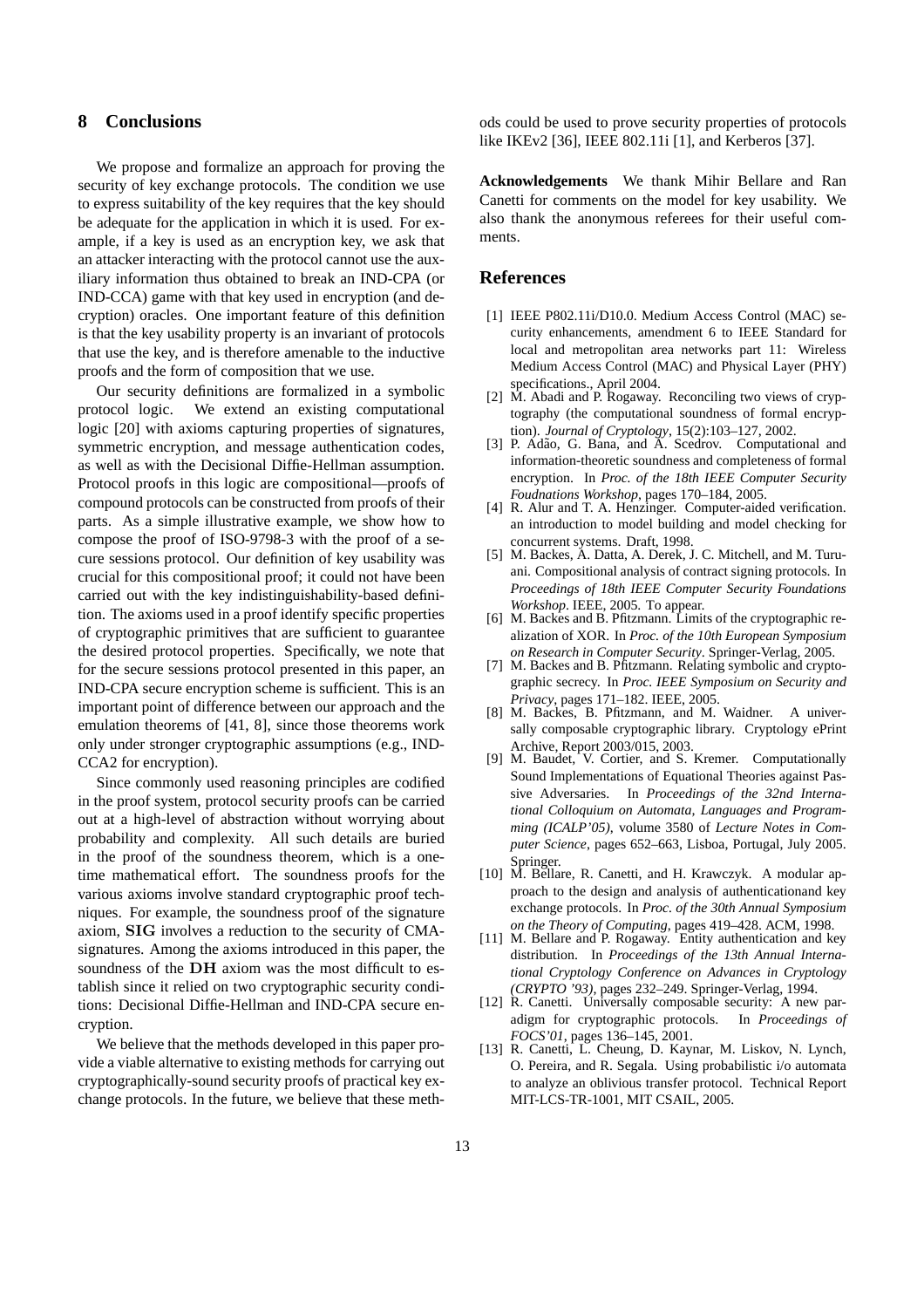## 8 Conclusions

We propose and formalize an approach for proving the security of key exchange protocols. The condition we use to express suitability of the key requires that the key should be adequate for the application in which it is used. For example, if a key is used as an encryption key, we ask that an attacker interacting with the protocol cannot use the auxiliary information thus obtained to break an IND-CPA (or IND-CCA) game with that key used in encryption (and decryption) oracles. One important feature of this definition is that the key usability property is an invariant of protocols that use the key, and is therefore amenable to the inductive proofs and the form of composition that we use.

Our security definitions are formalized in a symbolic protocol logic. We extend an existing computational logic [20] with axioms capturing properties of signatures, symmetric encryption, and message authentication codes, as well as with the Decisional Diffie-Hellman assumption. Protocol proofs in this logic are compositional—proofs of compound protocols can be constructed from proofs of their parts. As a simple illustrative example, we show how to compose the proof of ISO-9798-3 with the proof of a secure sessions protocol. Our definition of key usability was crucial for this compositional proof; it could not have been carried out with the key indistinguishability-based definition. The axioms used in a proof identify specific properties of cryptographic primitives that are sufficient to guarantee the desired protocol properties. Specifically, we note that for the secure sessions protocol presented in this paper, an IND-CPA secure encryption scheme is sufficient. This is an important point of difference between our approach and the emulation theorems of [41, 8], since those theorems work only under stronger cryptographic assumptions (e.g., IND-CCA2 for encryption).

Since commonly used reasoning principles are codified in the proof system, protocol security proofs can be carried out at a high-level of abstraction without worrying about probability and complexity. All such details are buried in the proof of the soundness theorem, which is a one-time mathematical effort. The soundness proofs for the various axioms involve standard cryptographic proof techniques. For example, the soundness proof of the signature axiom, $\mathbf{SIG}$ involves a reduction to the security of CMA-signatures. Among the axioms introduced in this paper, the soundness of the $\mathbf{DH}$ axiom was the most difficult to establish since it relied on two cryptographic security conditions: Decisional Diffie-Hellman and IND-CPA secure encryption.

We believe that the methods developed in this paper provide a viable alternative to existing methods for carrying out cryptographically-sound security proofs of practical key exchange protocols. In the future, we believe that these methods could be used to prove security properties of protocols like IKEv2 [36], IEEE 802.11i [1], and Kerberos [37].

**Acknowledgements** We thank Mihir Bellare and Ran Canetti for comments on the model for key usability. We also thank the anonymous referees for their useful comments.

## References

[1] IEEE P802.11i/D10.0. Medium Access Control (MAC) security enhancements, amendment 6 to IEEE Standard for local and metropolitan area networks part 11: Wireless Medium Access Control (MAC) and Physical Layer (PHY) specifications., April 2004.

[2] M. Abadi and P. Rogaway. Reconciling two views of cryptography (the computational soundness of formal encryption). *Journal of Cryptology*, 15(2):103–127, 2002.

[3] P. Adão, G. Bana, and A. Scedrov. Computational and information-theoretic soundness and completeness of formal encryption. In *Proc. of the 18th IEEE Computer Security Foudnations Workshop*, pages 170–184, 2005.

[4] R. Alur and T. A. Henzinger. Computer-aided verification. an introduction to model building and model checking for concurrent systems. Draft, 1998.

[5] M. Backes, A. Datta, A. Derek, J. C. Mitchell, and M. Turuani. Compositional analysis of contract signing protocols. In *Proceedings of 18th IEEE Computer Security Foundations Workshop*. IEEE, 2005. To appear.

[6] M. Backes and B. Pfitzmann. Limits of the cryptographic realization of XOR. In *Proc. of the 10th European Symposium on Research in Computer Security*. Springer-Verlag, 2005.

[7] M. Backes and B. Pfitzmann. Relating symbolic and cryptographic secrecy. In *Proc. IEEE Symposium on Security and Privacy*, pages 171–182. IEEE, 2005.

[8] M. Backes, B. Pfitzmann, and M. Waidner. A universally composable cryptographic library. Cryptology ePrint Archive, Report 2003/015, 2003.

[9] M. Baudet, V. Cortier, and S. Kremer. Computationally Sound Implementations of Equational Theories against Passive Adversaries. In *Proceedings of the 32nd International Colloquium on Automata, Languages and Programming (ICALP'05)*, volume 3580 of *Lecture Notes in Computer Science*, pages 652–663, Lisboa, Portugal, July 2005. Springer.

[10] M. Bellare, R. Canetti, and H. Krawczyk. A modular approach to the design and analysis of authenticationand key exchange protocols. In *Proc. of the 30th Annual Symposium on the Theory of Computing*, pages 419–428. ACM, 1998.

[11] M. Bellare and P. Rogaway. Entity authentication and key distribution. In *Proceedings of the 13th Annual International Cryptology Conference on Advances in Cryptology (CRYPTO '93)*, pages 232–249. Springer-Verlag, 1994.

[12] R. Canetti. Universally composable security: A new paradigm for cryptographic protocols. In *Proceedings of FOCS'01*, pages 136–145, 2001.

[13] R. Canetti, L. Cheung, D. Kaynar, M. Liskov, N. Lynch, O. Pereira, and R. Segala. Using probabilistic i/o automata to analyze an oblivious transfer protocol. Technical Report MIT-LCS-TR-1001, MIT CSAIL, 2005.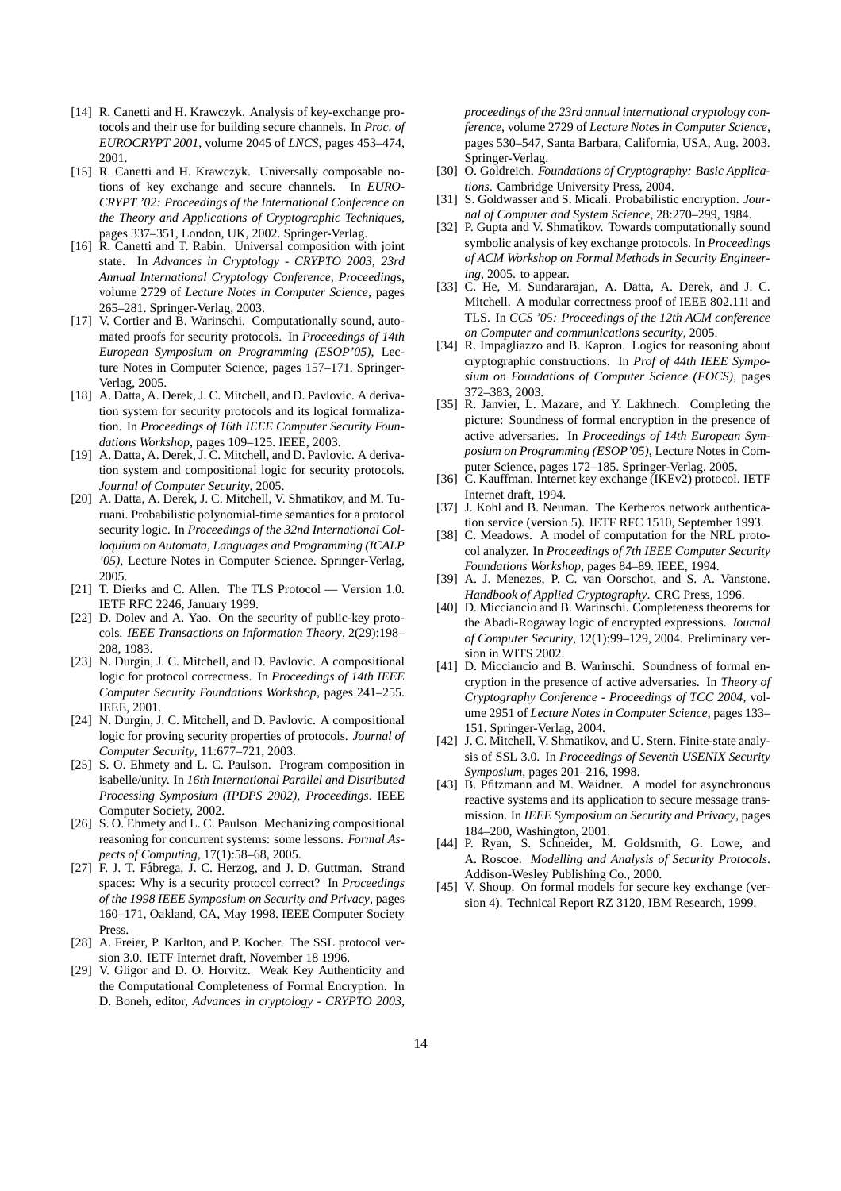- [14] R. Canetti and H. Krawczyk. Analysis of key-exchange protocols and their use for building secure channels. In *Proc. of EUROCRYPT 2001*, volume 2045 of *LNCS*, pages 453–474, 2001.
- [15] R. Canetti and H. Krawczyk. Universally composable notions of key exchange and secure channels. In *EUROCRYPT '02: Proceedings of the International Conference on the Theory and Applications of Cryptographic Techniques*, pages 337–351, London, UK, 2002. Springer-Verlag.
- [16] R. Canetti and T. Rabin. Universal composition with joint state. In *Advances in Cryptology - CRYPTO 2003, 23rd Annual International Cryptology Conference, Proceedings*, volume 2729 of *Lecture Notes in Computer Science*, pages 265–281. Springer-Verlag, 2003.
- [17] V. Cortier and B. Warinschi. Computationally sound, automated proofs for security protocols. In *Proceedings of 14th European Symposium on Programming (ESOP'05)*, Lecture Notes in Computer Science, pages 157–171. Springer-Verlag, 2005.
- [18] A. Datta, A. Derek, J. C. Mitchell, and D. Pavlovic. A derivation system for security protocols and its logical formalization. In *Proceedings of 16th IEEE Computer Security Foundations Workshop*, pages 109–125. IEEE, 2003.
- [19] A. Datta, A. Derek, J. C. Mitchell, and D. Pavlovic. A derivation system and compositional logic for security protocols. *Journal of Computer Security*, 2005.
- [20] A. Datta, A. Derek, J. C. Mitchell, V. Shmatikov, and M. Turuani. Probabilistic polynomial-time semantics for a protocol security logic. In *Proceedings of the 32nd International Colloquium on Automata, Languages and Programming (ICALP '05)*, Lecture Notes in Computer Science. Springer-Verlag, 2005.
- [21] T. Dierks and C. Allen. The TLS Protocol — Version 1.0. IETF RFC 2246, January 1999.
- [22] D. Dolev and A. Yao. On the security of public-key protocols. *IEEE Transactions on Information Theory*, 2(29):198–208, 1983.
- [23] N. Durgin, J. C. Mitchell, and D. Pavlovic. A compositional logic for protocol correctness. In *Proceedings of 14th IEEE Computer Security Foundations Workshop*, pages 241–255. IEEE, 2001.
- [24] N. Durgin, J. C. Mitchell, and D. Pavlovic. A compositional logic for proving security properties of protocols. *Journal of Computer Security*, 11:677–721, 2003.
- [25] S. O. Ehmety and L. C. Paulson. Program composition in isabelle/unity. In *16th International Parallel and Distributed Processing Symposium (IPDPS 2002), Proceedings*. IEEE Computer Society, 2002.
- [26] S. O. Ehmety and L. C. Paulson. Mechanizing compositional reasoning for concurrent systems: some lessons. *Formal Aspects of Computing*, 17(1):58–68, 2005.
- [27] F. J. T. Fábrega, J. C. Herzog, and J. D. Guttman. Strand spaces: Why is a security protocol correct? In *Proceedings of the 1998 IEEE Symposium on Security and Privacy*, pages 160–171, Oakland, CA, May 1998. IEEE Computer Society Press.
- [28] A. Freier, P. Karlton, and P. Kocher. The SSL protocol version 3.0. IETF Internet draft, November 18 1996.
- [29] V. Gligor and D. O. Horvitz. Weak Key Authenticity and the Computational Completeness of Formal Encryption. In D. Boneh, editor, *Advances in cryptology - CRYPTO 2003, proceedings of the 23rd annual international cryptology conference*, volume 2729 of *Lecture Notes in Computer Science*, pages 530–547, Santa Barbara, California, USA, Aug. 2003. Springer-Verlag.
- [30] O. Goldreich. *Foundations of Cryptography: Basic Applications*. Cambridge University Press, 2004.
- [31] S. Goldwasser and S. Micali. Probabilistic encryption. *Journal of Computer and System Science*, 28:270–299, 1984.
- [32] P. Gupta and V. Shmatikov. Towards computationally sound symbolic analysis of key exchange protocols. In *Proceedings of ACM Workshop on Formal Methods in Security Engineering*, 2005. to appear.
- [33] C. He, M. Sundararajan, A. Datta, A. Derek, and J. C. Mitchell. A modular correctness proof of IEEE 802.11i and TLS. In *CCS '05: Proceedings of the 12th ACM conference on Computer and communications security*, 2005.
- [34] R. Impagliazzo and B. Kapron. Logics for reasoning about cryptographic constructions. In *Prof of 44th IEEE Symposium on Foundations of Computer Science (FOCS)*, pages 372–383, 2003.
- [35] R. Janvier, L. Mazare, and Y. Lakhnech. Completing the picture: Soundness of formal encryption in the presence of active adversaries. In *Proceedings of 14th European Symposium on Programming (ESOP'05)*, Lecture Notes in Computer Science, pages 172–185. Springer-Verlag, 2005.
- [36] C. Kauffman. Internet key exchange (IKEv2) protocol. IETF Internet draft, 1994.
- [37] J. Kohl and B. Neuman. The Kerberos network authentication service (version 5). IETF RFC 1510, September 1993.
- [38] C. Meadows. A model of computation for the NRL protocol analyzer. In *Proceedings of 7th IEEE Computer Security Foundations Workshop*, pages 84–89. IEEE, 1994.
- [39] A. J. Menezes, P. C. van Oorschot, and S. A. Vanstone. *Handbook of Applied Cryptography*. CRC Press, 1996.
- [40] D. Micciancio and B. Warinschi. Completeness theorems for the Abadi-Rogaway logic of encrypted expressions. *Journal of Computer Security*, 12(1):99–129, 2004. Preliminary version in WITS 2002.
- [41] D. Micciancio and B. Warinschi. Soundness of formal encryption in the presence of active adversaries. In *Theory of Cryptography Conference - Proceedings of TCC 2004*, volume 2951 of *Lecture Notes in Computer Science*, pages 133–151. Springer-Verlag, 2004.
- [42] J. C. Mitchell, V. Shmatikov, and U. Stern. Finite-state analysis of SSL 3.0. In *Proceedings of Seventh USENIX Security Symposium*, pages 201–216, 1998.
- [43] B. Pfitzmann and M. Waidner. A model for asynchronous reactive systems and its application to secure message transmission. In *IEEE Symposium on Security and Privacy*, pages 184–200, Washington, 2001.
- [44] P. Ryan, S. Schneider, M. Goldsmith, G. Lowe, and A. Roscoe. *Modelling and Analysis of Security Protocols*. Addison-Wesley Publishing Co., 2000.
- [45] V. Shoup. On formal models for secure key exchange (version 4). Technical Report RZ 3120, IBM Research, 1999.